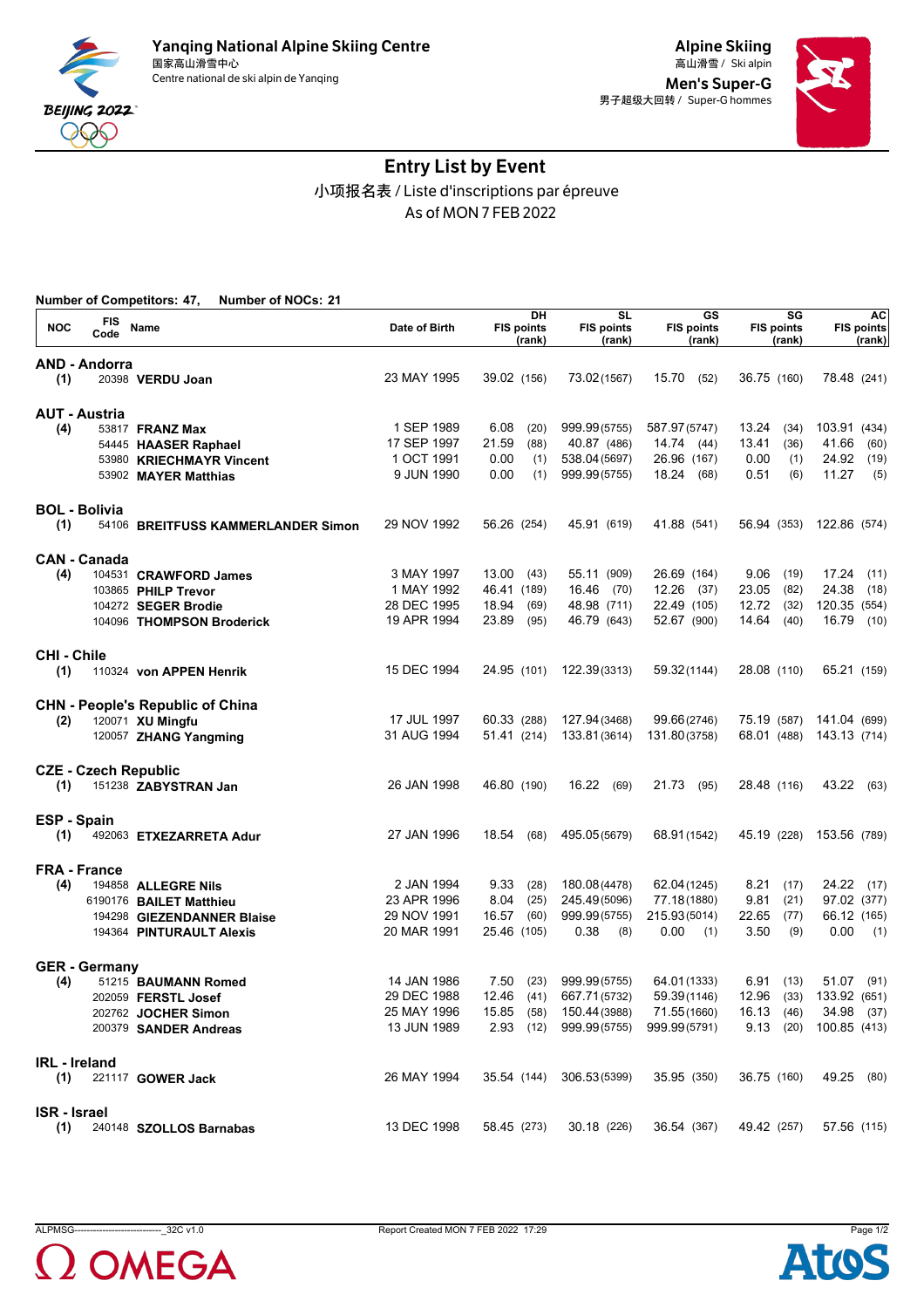**Yanqing National Alpine Skiing Centre**
国家高山滑雪中心
Centre national de ski alpin de Yanqing

**Alpine Skiing**
高山滑雪 / Ski alpin

**Men's Super-G**
男子超级大回转 / Super-G hommes

# Entry List by Event

小项报名表 / Liste d'inscriptions par épreuve

As of MON 7 FEB 2022

**Number of Competitors: 47, Number of NOCs: 21**

| NOC | FIS Code | Name | Date of Birth | DH FIS points (rank) | SL FIS points (rank) | GS FIS points (rank) | SG FIS points (rank) | AC FIS points (rank) |
|---|---|---|---|---|---|---|---|---|
| **AND - Andorra** | | | | | | | | |
| (1) | 20398 | **VERDU Joan** | 23 MAY 1995 | 39.02 (156) | 73.02 (1567) | 15.70 (52) | 36.75 (160) | 78.48 (241) |
| **AUT - Austria** | | | | | | | | |
| (4) | 53817 | **FRANZ Max** | 1 SEP 1989 | 6.08 (20) | 999.99 (5755) | 587.97 (5747) | 13.24 (34) | 103.91 (434) |
| | 54445 | **HAASER Raphael** | 17 SEP 1997 | 21.59 (88) | 40.87 (486) | 14.74 (44) | 13.41 (36) | 41.66 (60) |
| | 53980 | **KRIECHMAYR Vincent** | 1 OCT 1991 | 0.00 (1) | 538.04 (5697) | 26.96 (167) | 0.00 (1) | 24.92 (19) |
| | 53902 | **MAYER Matthias** | 9 JUN 1990 | 0.00 (1) | 999.99 (5755) | 18.24 (68) | 0.51 (6) | 11.27 (5) |
| **BOL - Bolivia** | | | | | | | | |
| (1) | 54106 | **BREITFUSS KAMMERLANDER Simon** | 29 NOV 1992 | 56.26 (254) | 45.91 (619) | 41.88 (541) | 56.94 (353) | 122.86 (574) |
| **CAN - Canada** | | | | | | | | |
| (4) | 104531 | **CRAWFORD James** | 3 MAY 1997 | 13.00 (43) | 55.11 (909) | 26.69 (164) | 9.06 (19) | 17.24 (11) |
| | 103865 | **PHILP Trevor** | 1 MAY 1992 | 46.41 (189) | 16.46 (70) | 12.26 (37) | 23.05 (82) | 24.38 (18) |
| | 104272 | **SEGER Brodie** | 28 DEC 1995 | 18.94 (69) | 48.98 (711) | 22.49 (105) | 12.72 (32) | 120.35 (554) |
| | 104096 | **THOMPSON Broderick** | 19 APR 1994 | 23.89 (95) | 46.79 (643) | 52.67 (900) | 14.64 (40) | 16.79 (10) |
| **CHI - Chile** | | | | | | | | |
| (1) | 110324 | **von APPEN Henrik** | 15 DEC 1994 | 24.95 (101) | 122.39 (3313) | 59.32 (1144) | 28.08 (110) | 65.21 (159) |
| **CHN - People's Republic of China** | | | | | | | | |
| (2) | 120071 | **XU Mingfu** | 17 JUL 1997 | 60.33 (288) | 127.94 (3468) | 99.66 (2746) | 75.19 (587) | 141.04 (699) |
| | 120057 | **ZHANG Yangming** | 31 AUG 1994 | 51.41 (214) | 133.81 (3614) | 131.80 (3758) | 68.01 (488) | 143.13 (714) |
| **CZE - Czech Republic** | | | | | | | | |
| (1) | 151238 | **ZABYSTRAN Jan** | 26 JAN 1998 | 46.80 (190) | 16.22 (69) | 21.73 (95) | 28.48 (116) | 43.22 (63) |
| **ESP - Spain** | | | | | | | | |
| (1) | 492063 | **ETXEZARRETA Adur** | 27 JAN 1996 | 18.54 (68) | 495.05 (5679) | 68.91 (1542) | 45.19 (228) | 153.56 (789) |
| **FRA - France** | | | | | | | | |
| (4) | 194858 | **ALLEGRE Nils** | 2 JAN 1994 | 9.33 (28) | 180.08 (4478) | 62.04 (1245) | 8.21 (17) | 24.22 (17) |
| | 6190176 | **BAILET Matthieu** | 23 APR 1996 | 8.04 (25) | 245.49 (5096) | 77.18 (1880) | 9.81 (21) | 97.02 (377) |
| | 194298 | **GIEZENDANNER Blaise** | 29 NOV 1991 | 16.57 (60) | 999.99 (5755) | 215.93 (5014) | 22.65 (77) | 66.12 (165) |
| | 194364 | **PINTURAULT Alexis** | 20 MAR 1991 | 25.46 (105) | 0.38 (8) | 0.00 (1) | 3.50 (9) | 0.00 (1) |
| **GER - Germany** | | | | | | | | |
| (4) | 51215 | **BAUMANN Romed** | 14 JAN 1986 | 7.50 (23) | 999.99 (5755) | 64.01 (1333) | 6.91 (13) | 51.07 (91) |
| | 202059 | **FERSTL Josef** | 29 DEC 1988 | 12.46 (41) | 667.71 (5732) | 59.39 (1146) | 12.96 (33) | 133.92 (651) |
| | 202762 | **JOCHER Simon** | 25 MAY 1996 | 15.85 (58) | 150.44 (3988) | 71.55 (1660) | 16.13 (46) | 34.98 (37) |
| | 200379 | **SANDER Andreas** | 13 JUN 1989 | 2.93 (12) | 999.99 (5755) | 999.99 (5791) | 9.13 (20) | 100.85 (413) |
| **IRL - Ireland** | | | | | | | | |
| (1) | 221117 | **GOWER Jack** | 26 MAY 1994 | 35.54 (144) | 306.53 (5399) | 35.95 (350) | 36.75 (160) | 49.25 (80) |
| **ISR - Israel** | | | | | | | | |
| (1) | 240148 | **SZOLLOS Barnabas** | 13 DEC 1998 | 58.45 (273) | 30.18 (226) | 36.54 (367) | 49.42 (257) | 57.56 (115) |

ALPMSG----------------------------_32C v1.0 Report Created MON 7 FEB 2022 17:29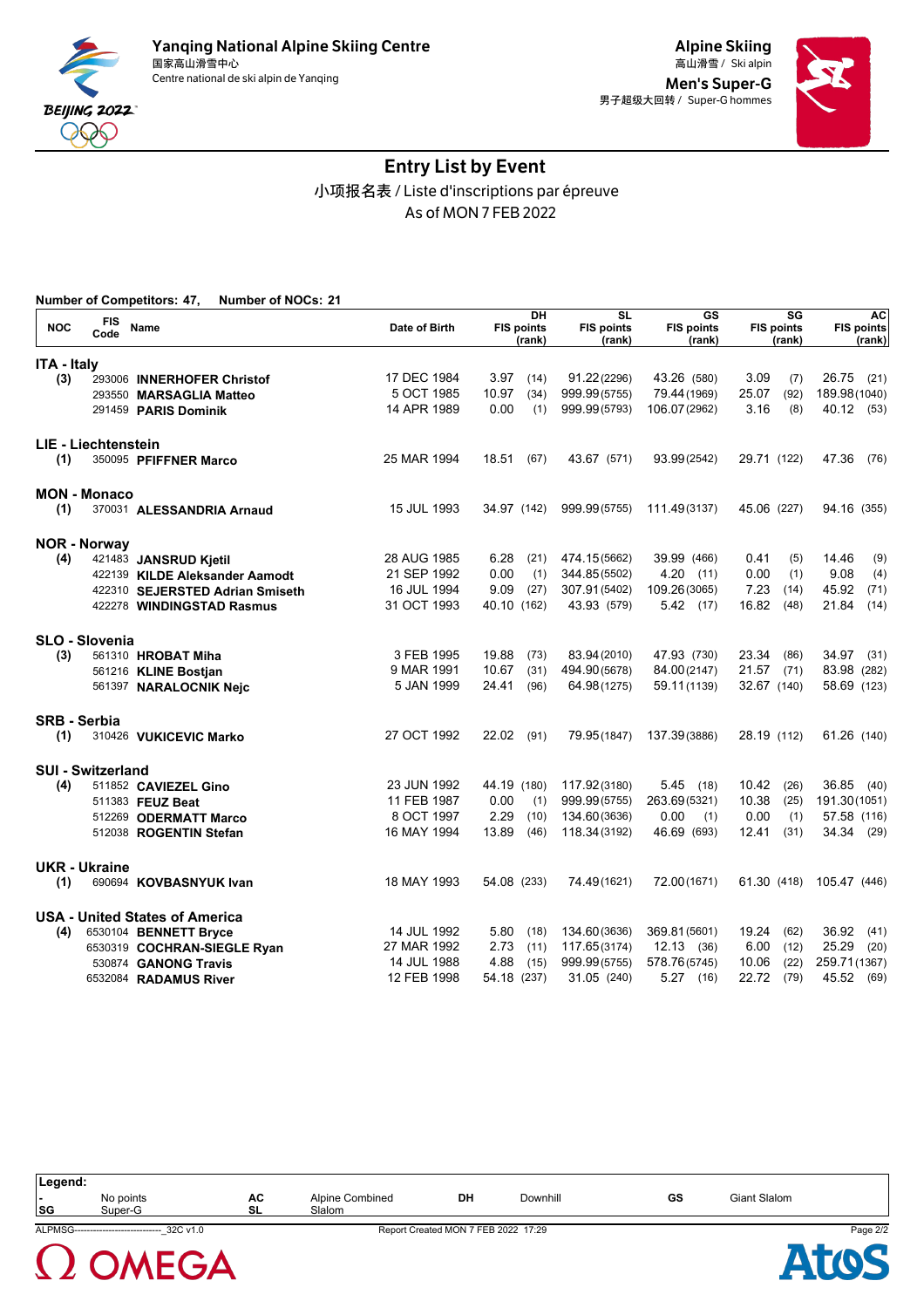Yanqing National Alpine Skiing Centre
国家高山滑雪中心
Centre national de ski alpin de Yanqing

**Alpine Skiing**
高山滑雪 / Ski alpin

**Men's Super-G**
男子超级大回转 / Super-G hommes

# Entry List by Event

小项报名表 / Liste d'inscriptions par épreuve

As of MON 7 FEB 2022

**Number of Competitors: 47, Number of NOCs: 21**

| NOC | FIS Code | Name | Date of Birth | DH FIS points | DH (rank) | SL FIS points | SL (rank) | GS FIS points | GS (rank) | SG FIS points | SG (rank) | AC FIS points | AC (rank) |
|---|---|---|---|---|---|---|---|---|---|---|---|---|---|
| **ITA - Italy** | | | | | | | | | | | | | |
| (3) | 293006 | **INNERHOFER Christof** | 17 DEC 1984 | 3.97 | (14) | 91.22 | (2296) | 43.26 | (580) | 3.09 | (7) | 26.75 | (21) |
| | 293550 | **MARSAGLIA Matteo** | 5 OCT 1985 | 10.97 | (34) | 999.99 | (5755) | 79.44 | (1969) | 25.07 | (92) | 189.98 | (1040) |
| | 291459 | **PARIS Dominik** | 14 APR 1989 | 0.00 | (1) | 999.99 | (5793) | 106.07 | (2962) | 3.16 | (8) | 40.12 | (53) |
| **LIE - Liechtenstein** | | | | | | | | | | | | | |
| (1) | 350095 | **PFIFFNER Marco** | 25 MAR 1994 | 18.51 | (67) | 43.67 | (571) | 93.99 | (2542) | 29.71 | (122) | 47.36 | (76) |
| **MON - Monaco** | | | | | | | | | | | | | |
| (1) | 370031 | **ALESSANDRIA Arnaud** | 15 JUL 1993 | 34.97 | (142) | 999.99 | (5755) | 111.49 | (3137) | 45.06 | (227) | 94.16 | (355) |
| **NOR - Norway** | | | | | | | | | | | | | |
| (4) | 421483 | **JANSRUD Kjetil** | 28 AUG 1985 | 6.28 | (21) | 474.15 | (5662) | 39.99 | (466) | 0.41 | (5) | 14.46 | (9) |
| | 422139 | **KILDE Aleksander Aamodt** | 21 SEP 1992 | 0.00 | (1) | 344.85 | (5502) | 4.20 | (11) | 0.00 | (1) | 9.08 | (4) |
| | 422310 | **SEJERSTED Adrian Smiseth** | 16 JUL 1994 | 9.09 | (27) | 307.91 | (5402) | 109.26 | (3065) | 7.23 | (14) | 45.92 | (71) |
| | 422278 | **WINDINGSTAD Rasmus** | 31 OCT 1993 | 40.10 | (162) | 43.93 | (579) | 5.42 | (17) | 16.82 | (48) | 21.84 | (14) |
| **SLO - Slovenia** | | | | | | | | | | | | | |
| (3) | 561310 | **HROBAT Miha** | 3 FEB 1995 | 19.88 | (73) | 83.94 | (2010) | 47.93 | (730) | 23.34 | (86) | 34.97 | (31) |
| | 561216 | **KLINE Bostjan** | 9 MAR 1991 | 10.67 | (31) | 494.90 | (5678) | 84.00 | (2147) | 21.57 | (71) | 83.98 | (282) |
| | 561397 | **NARALOCNIK Nejc** | 5 JAN 1999 | 24.41 | (96) | 64.98 | (1275) | 59.11 | (1139) | 32.67 | (140) | 58.69 | (123) |
| **SRB - Serbia** | | | | | | | | | | | | | |
| (1) | 310426 | **VUKICEVIC Marko** | 27 OCT 1992 | 22.02 | (91) | 79.95 | (1847) | 137.39 | (3886) | 28.19 | (112) | 61.26 | (140) |
| **SUI - Switzerland** | | | | | | | | | | | | | |
| (4) | 511852 | **CAVIEZEL Gino** | 23 JUN 1992 | 44.19 | (180) | 117.92 | (3180) | 5.45 | (18) | 10.42 | (26) | 36.85 | (40) |
| | 511383 | **FEUZ Beat** | 11 FEB 1987 | 0.00 | (1) | 999.99 | (5755) | 263.69 | (5321) | 10.38 | (25) | 191.30 | (1051) |
| | 512269 | **ODERMATT Marco** | 8 OCT 1997 | 2.29 | (10) | 134.60 | (3636) | 0.00 | (1) | 0.00 | (1) | 57.58 | (116) |
| | 512038 | **ROGENTIN Stefan** | 16 MAY 1994 | 13.89 | (46) | 118.34 | (3192) | 46.69 | (693) | 12.41 | (31) | 34.34 | (29) |
| **UKR - Ukraine** | | | | | | | | | | | | | |
| (1) | 690694 | **KOVBASNYUK Ivan** | 18 MAY 1993 | 54.08 | (233) | 74.49 | (1621) | 72.00 | (1671) | 61.30 | (418) | 105.47 | (446) |
| **USA - United States of America** | | | | | | | | | | | | | |
| (4) | 6530104 | **BENNETT Bryce** | 14 JUL 1992 | 5.80 | (18) | 134.60 | (3636) | 369.81 | (5601) | 19.24 | (62) | 36.92 | (41) |
| | 6530319 | **COCHRAN-SIEGLE Ryan** | 27 MAR 1992 | 2.73 | (11) | 117.65 | (3174) | 12.13 | (36) | 6.00 | (12) | 25.29 | (20) |
| | 530874 | **GANONG Travis** | 14 JUL 1988 | 4.88 | (15) | 999.99 | (5755) | 578.76 | (5745) | 10.06 | (22) | 259.71 | (1367) |
| | 6532084 | **RADAMUS River** | 12 FEB 1998 | 54.18 | (237) | 31.05 | (240) | 5.27 | (16) | 22.72 | (79) | 45.52 | (69) |

**Legend:**

| | | | | | | | |
|---|---|---|---|---|---|---|---|
| - | No points | AC | Alpine Combined | DH | Downhill | GS | Giant Slalom |
| SG | Super-G | SL | Slalom | | | | |

ALPMSG----------------------------32C v1.0 Report Created MON 7 FEB 2022 17:29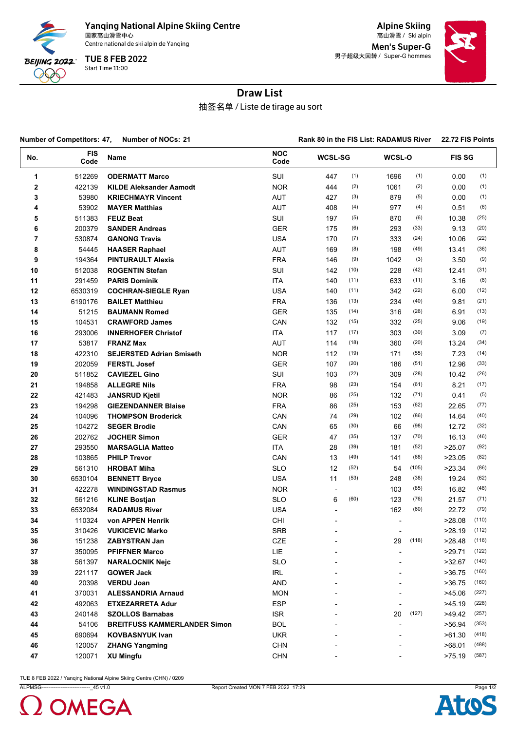Yanqing National Alpine Skiing Centre
国家高山滑雪中心
Centre national de ski alpin de Yanqing

TUE 8 FEB 2022
Start Time 11:00

Alpine Skiing
高山滑雪 / Ski alpin

**Men's Super-G**
男子超级大回转 / Super-G hommes

# Draw List

抽签名单 / Liste de tirage au sort

**Number of Competitors: 47, Number of NOCs: 21** — **Rank 80 in the FIS List: RADAMUS River 22.72 FIS Points**

| No. | FIS Code | Name | NOC Code | WCSL-SG | | WCSL-O | | FIS SG | |
|---|---|---|---|---|---|---|---|---|---|
| 1 | 512269 | ODERMATT Marco | SUI | 447 | (1) | 1696 | (1) | 0.00 | (1) |
| 2 | 422139 | KILDE Aleksander Aamodt | NOR | 444 | (2) | 1061 | (2) | 0.00 | (1) |
| 3 | 53980 | KRIECHMAYR Vincent | AUT | 427 | (3) | 879 | (5) | 0.00 | (1) |
| 4 | 53902 | MAYER Matthias | AUT | 408 | (4) | 977 | (4) | 0.51 | (6) |
| 5 | 511383 | FEUZ Beat | SUI | 197 | (5) | 870 | (6) | 10.38 | (25) |
| 6 | 200379 | SANDER Andreas | GER | 175 | (6) | 293 | (33) | 9.13 | (20) |
| 7 | 530874 | GANONG Travis | USA | 170 | (7) | 333 | (24) | 10.06 | (22) |
| 8 | 54445 | HAASER Raphael | AUT | 169 | (8) | 198 | (49) | 13.41 | (36) |
| 9 | 194364 | PINTURAULT Alexis | FRA | 146 | (9) | 1042 | (3) | 3.50 | (9) |
| 10 | 512038 | ROGENTIN Stefan | SUI | 142 | (10) | 228 | (42) | 12.41 | (31) |
| 11 | 291459 | PARIS Dominik | ITA | 140 | (11) | 633 | (11) | 3.16 | (8) |
| 12 | 6530319 | COCHRAN-SIEGLE Ryan | USA | 140 | (11) | 342 | (22) | 6.00 | (12) |
| 13 | 6190176 | BAILET Matthieu | FRA | 136 | (13) | 234 | (40) | 9.81 | (21) |
| 14 | 51215 | BAUMANN Romed | GER | 135 | (14) | 316 | (26) | 6.91 | (13) |
| 15 | 104531 | CRAWFORD James | CAN | 132 | (15) | 332 | (25) | 9.06 | (19) |
| 16 | 293006 | INNERHOFER Christof | ITA | 117 | (17) | 303 | (30) | 3.09 | (7) |
| 17 | 53817 | FRANZ Max | AUT | 114 | (18) | 360 | (20) | 13.24 | (34) |
| 18 | 422310 | SEJERSTED Adrian Smiseth | NOR | 112 | (19) | 171 | (55) | 7.23 | (14) |
| 19 | 202059 | FERSTL Josef | GER | 107 | (20) | 186 | (51) | 12.96 | (33) |
| 20 | 511852 | CAVIEZEL Gino | SUI | 103 | (22) | 309 | (28) | 10.42 | (26) |
| 21 | 194858 | ALLEGRE Nils | FRA | 98 | (23) | 154 | (61) | 8.21 | (17) |
| 22 | 421483 | JANSRUD Kjetil | NOR | 86 | (25) | 132 | (71) | 0.41 | (5) |
| 23 | 194298 | GIEZENDANNER Blaise | FRA | 86 | (25) | 153 | (62) | 22.65 | (77) |
| 24 | 104096 | THOMPSON Broderick | CAN | 74 | (29) | 102 | (86) | 14.64 | (40) |
| 25 | 104272 | SEGER Brodie | CAN | 65 | (30) | 66 | (98) | 12.72 | (32) |
| 26 | 202762 | JOCHER Simon | GER | 47 | (35) | 137 | (70) | 16.13 | (46) |
| 27 | 293550 | MARSAGLIA Matteo | ITA | 28 | (39) | 181 | (52) | >25.07 | (92) |
| 28 | 103865 | PHILP Trevor | CAN | 13 | (49) | 141 | (68) | >23.05 | (82) |
| 29 | 561310 | HROBAT Miha | SLO | 12 | (52) | 54 | (105) | >23.34 | (86) |
| 30 | 6530104 | BENNETT Bryce | USA | 11 | (53) | 248 | (38) | 19.24 | (62) |
| 31 | 422278 | WINDINGSTAD Rasmus | NOR | - | | 103 | (85) | 16.82 | (48) |
| 32 | 561216 | KLINE Bostjan | SLO | 6 | (60) | 123 | (76) | 21.57 | (71) |
| 33 | 6532084 | RADAMUS River | USA | - | | 162 | (60) | 22.72 | (79) |
| 34 | 110324 | von APPEN Henrik | CHI | - | | - | | >28.08 | (110) |
| 35 | 310426 | VUKICEVIC Marko | SRB | - | | - | | >28.19 | (112) |
| 36 | 151238 | ZABYSTRAN Jan | CZE | - | | 29 | (118) | >28.48 | (116) |
| 37 | 350095 | PFIFFNER Marco | LIE | - | | - | | >29.71 | (122) |
| 38 | 561397 | NARALOCNIK Nejc | SLO | - | | - | | >32.67 | (140) |
| 39 | 221117 | GOWER Jack | IRL | - | | - | | >36.75 | (160) |
| 40 | 20398 | VERDU Joan | AND | - | | - | | >36.75 | (160) |
| 41 | 370031 | ALESSANDRIA Arnaud | MON | - | | - | | >45.06 | (227) |
| 42 | 492063 | ETXEZARRETA Adur | ESP | - | | - | | >45.19 | (228) |
| 43 | 240148 | SZOLLOS Barnabas | ISR | - | | 20 | (127) | >49.42 | (257) |
| 44 | 54106 | BREITFUSS KAMMERLANDER Simon | BOL | - | | - | | >56.94 | (353) |
| 45 | 690694 | KOVBASNYUK Ivan | UKR | - | | - | | >61.30 | (418) |
| 46 | 120057 | ZHANG Yangming | CHN | - | | - | | >68.01 | (488) |
| 47 | 120071 | XU Mingfu | CHN | - | | - | | >75.19 | (587) |

TUE 8 FEB 2022 / Yanqing National Alpine Skiing Centre (CHN) / 0209

ALPMSG----------------------------_45 v1.0 — Report Created MON 7 FEB 2022 17:29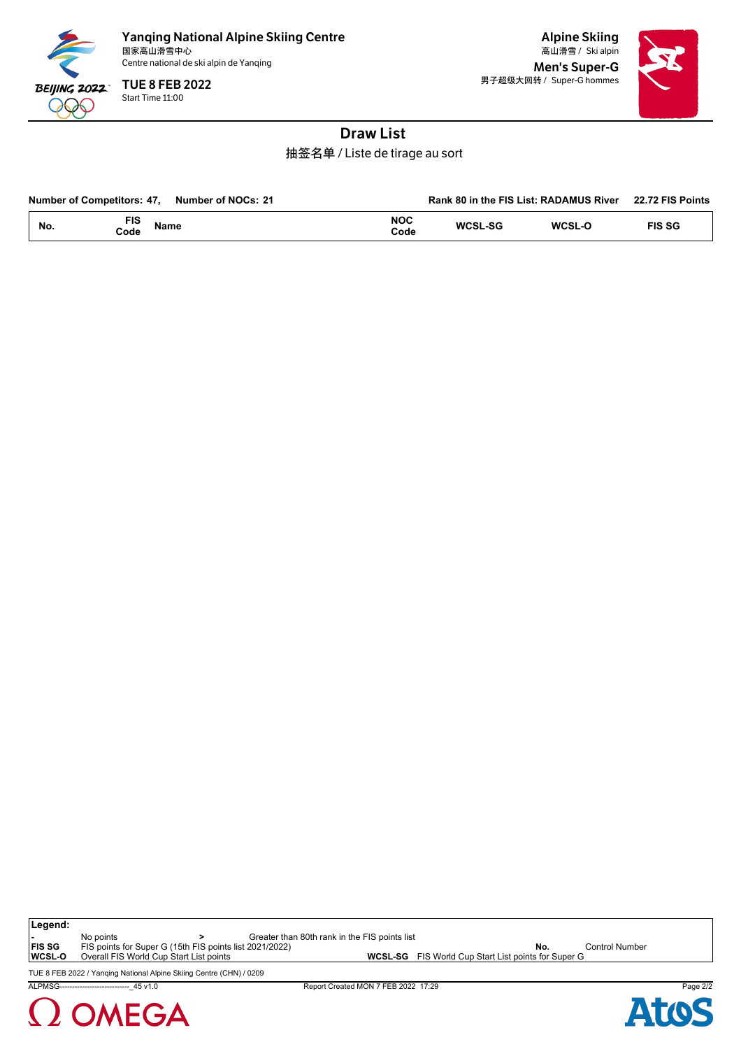# Yanqing National Alpine Skiing Centre

国家高山滑雪中心
Centre national de ski alpin de Yanqing

**TUE 8 FEB 2022**
Start Time 11:00

**Alpine Skiing**
高山滑雪 / Ski alpin

**Men's Super-G**
男子超级大回转 / Super-G hommes

## Draw List

抽签名单 / Liste de tirage au sort

**Number of Competitors: 47, Number of NOCs: 21** **Rank 80 in the FIS List: RADAMUS River 22.72 FIS Points**

| No. | FIS Code | Name | NOC Code | WCSL-SG | WCSL-O | FIS SG |
|---|---|---|---|---|---|---|

**Legend:**

| | | | |
|---|---|---|---|
| **-** | No points | **>** | Greater than 80th rank in the FIS points list |
| **FIS SG** | FIS points for Super G (15th FIS points list 2021/2022) | **No.** | Control Number |
| **WCSL-O** | Overall FIS World Cup Start List points | **WCSL-SG** | FIS World Cup Start List points for Super G |

TUE 8 FEB 2022 / Yanqing National Alpine Skiing Centre (CHN) / 0209

ALPMSG----------------------------_45 v1.0 Report Created MON 7 FEB 2022 17:29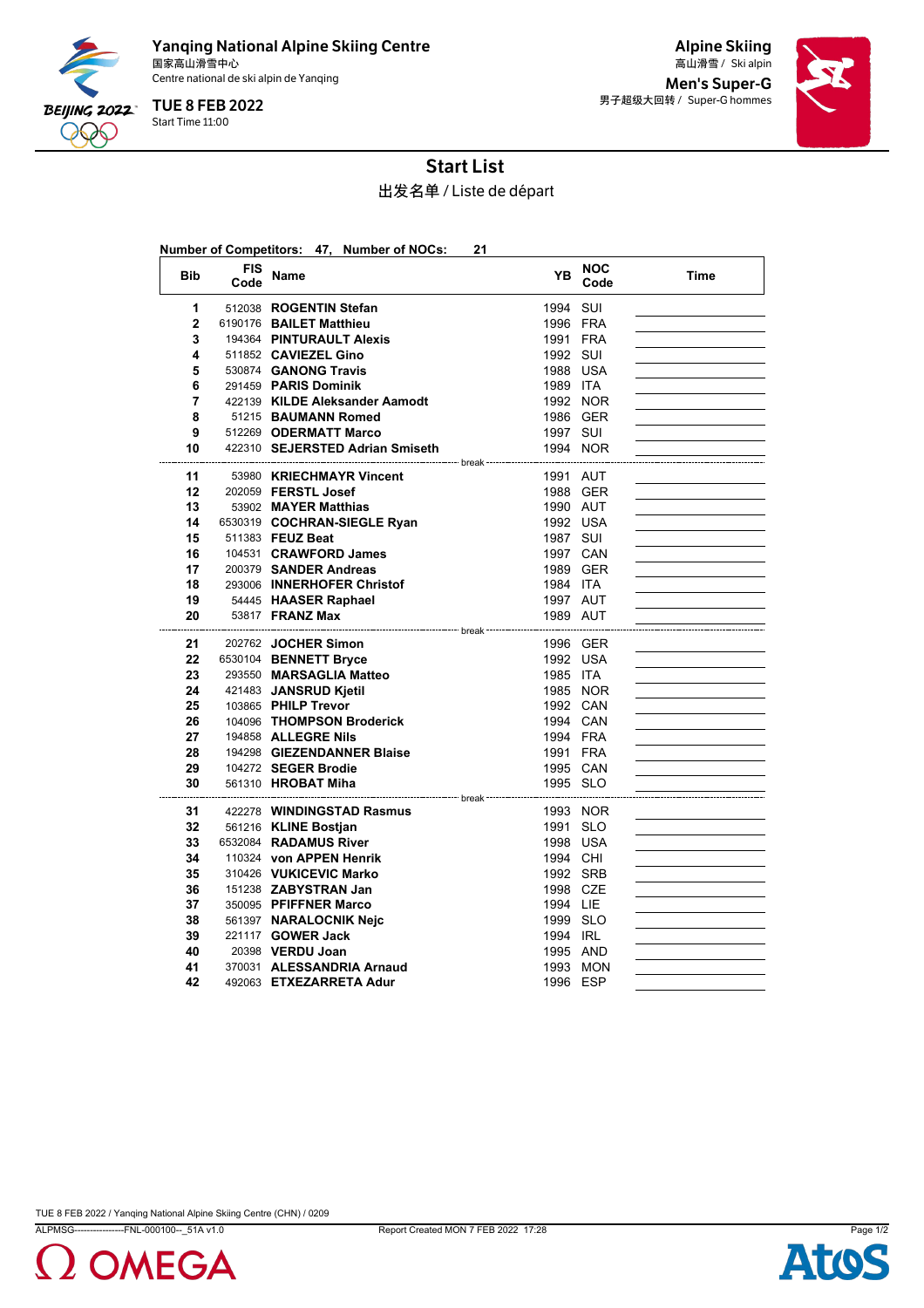**Yanqing National Alpine Skiing Centre**
国家高山滑雪中心
Centre national de ski alpin de Yanqing

**TUE 8 FEB 2022**
Start Time 11:00

**Alpine Skiing**
高山滑雪 / Ski alpin

**Men's Super-G**
男子超级大回转 / Super-G hommes

# Start List

出发名单 / Liste de départ

**Number of Competitors: 47, Number of NOCs: 21**

| Bib | FIS Code | Name | YB | NOC Code | Time |
|---|---|---|---|---|---|
| 1 | 512038 | **ROGENTIN Stefan** | 1994 | SUI | |
| 2 | 6190176 | **BAILET Matthieu** | 1996 | FRA | |
| 3 | 194364 | **PINTURAULT Alexis** | 1991 | FRA | |
| 4 | 511852 | **CAVIEZEL Gino** | 1992 | SUI | |
| 5 | 530874 | **GANONG Travis** | 1988 | USA | |
| 6 | 291459 | **PARIS Dominik** | 1989 | ITA | |
| 7 | 422139 | **KILDE Aleksander Aamodt** | 1992 | NOR | |
| 8 | 51215 | **BAUMANN Romed** | 1986 | GER | |
| 9 | 512269 | **ODERMATT Marco** | 1997 | SUI | |
| 10 | 422310 | **SEJERSTED Adrian Smiseth** | 1994 | NOR | |
| | | break | | | |
| 11 | 53980 | **KRIECHMAYR Vincent** | 1991 | AUT | |
| 12 | 202059 | **FERSTL Josef** | 1988 | GER | |
| 13 | 53902 | **MAYER Matthias** | 1990 | AUT | |
| 14 | 6530319 | **COCHRAN-SIEGLE Ryan** | 1992 | USA | |
| 15 | 511383 | **FEUZ Beat** | 1987 | SUI | |
| 16 | 104531 | **CRAWFORD James** | 1997 | CAN | |
| 17 | 200379 | **SANDER Andreas** | 1989 | GER | |
| 18 | 293006 | **INNERHOFER Christof** | 1984 | ITA | |
| 19 | 54445 | **HAASER Raphael** | 1997 | AUT | |
| 20 | 53817 | **FRANZ Max** | 1989 | AUT | |
| | | break | | | |
| 21 | 202762 | **JOCHER Simon** | 1996 | GER | |
| 22 | 6530104 | **BENNETT Bryce** | 1992 | USA | |
| 23 | 293550 | **MARSAGLIA Matteo** | 1985 | ITA | |
| 24 | 421483 | **JANSRUD Kjetil** | 1985 | NOR | |
| 25 | 103865 | **PHILP Trevor** | 1992 | CAN | |
| 26 | 104096 | **THOMPSON Broderick** | 1994 | CAN | |
| 27 | 194858 | **ALLEGRE Nils** | 1994 | FRA | |
| 28 | 194298 | **GIEZENDANNER Blaise** | 1991 | FRA | |
| 29 | 104272 | **SEGER Brodie** | 1995 | CAN | |
| 30 | 561310 | **HROBAT Miha** | 1995 | SLO | |
| | | break | | | |
| 31 | 422278 | **WINDINGSTAD Rasmus** | 1993 | NOR | |
| 32 | 561216 | **KLINE Bostjan** | 1991 | SLO | |
| 33 | 6532084 | **RADAMUS River** | 1998 | USA | |
| 34 | 110324 | **von APPEN Henrik** | 1994 | CHI | |
| 35 | 310426 | **VUKICEVIC Marko** | 1992 | SRB | |
| 36 | 151238 | **ZABYSTRAN Jan** | 1998 | CZE | |
| 37 | 350095 | **PFIFFNER Marco** | 1994 | LIE | |
| 38 | 561397 | **NARALOCNIK Nejc** | 1999 | SLO | |
| 39 | 221117 | **GOWER Jack** | 1994 | IRL | |
| 40 | 20398 | **VERDU Joan** | 1995 | AND | |
| 41 | 370031 | **ALESSANDRIA Arnaud** | 1993 | MON | |
| 42 | 492063 | **ETXEZARRETA Adur** | 1996 | ESP | |

TUE 8 FEB 2022 / Yanqing National Alpine Skiing Centre (CHN) / 0209
ALPMSG----------------FNL-000100--_51A v1.0 Report Created MON 7 FEB 2022 17:28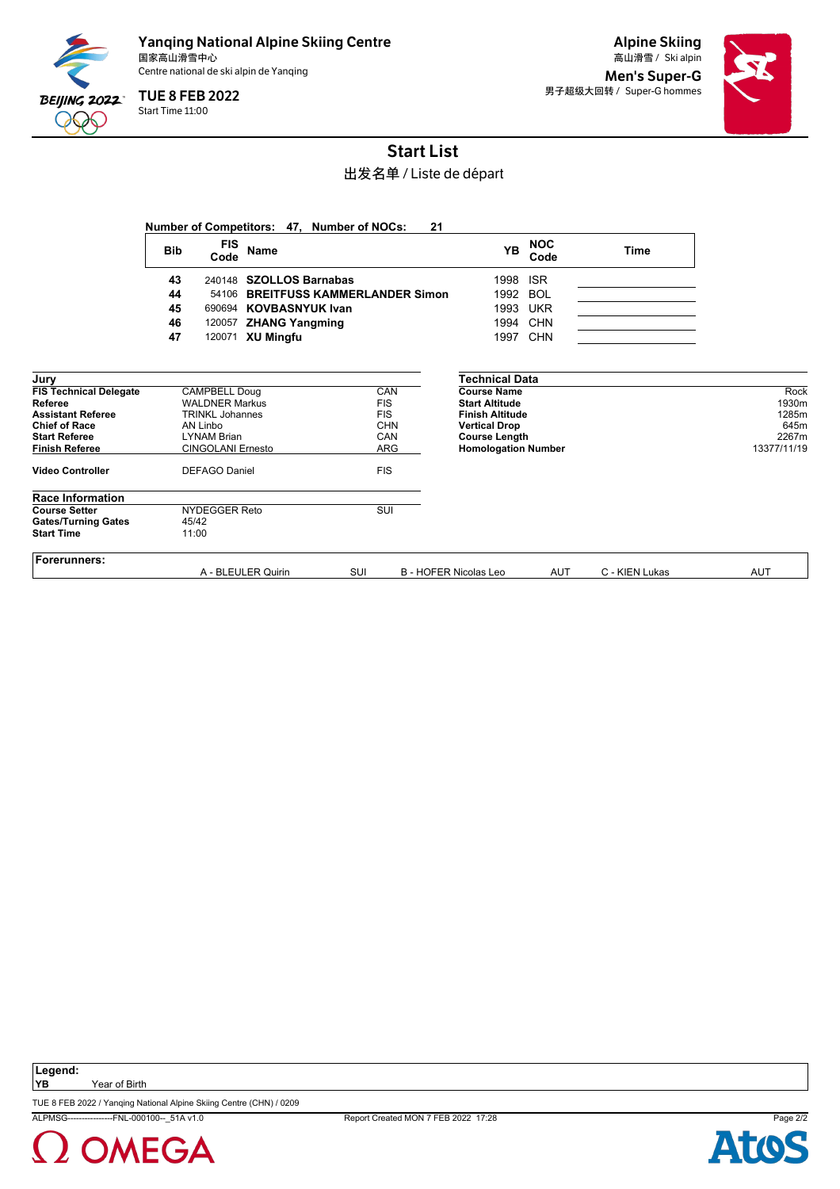# Yanqing National Alpine Skiing Centre

国家高山滑雪中心
Centre national de ski alpin de Yanqing

**TUE 8 FEB 2022**
Start Time 11:00

**Alpine Skiing**
高山滑雪 / Ski alpin

**Men's Super-G**
男子超级大回转 / Super-G hommes

## Start List

出发名单 / Liste de départ

**Number of Competitors: 47, Number of NOCs: 21**

| Bib | FIS Code | Name | YB | NOC Code | Time |
|---|---|---|---|---|---|
| 43 | 240148 | **SZOLLOS Barnabas** | 1998 | ISR | |
| 44 | 54106 | **BREITFUSS KAMMERLANDER Simon** | 1992 | BOL | |
| 45 | 690694 | **KOVBASNYUK Ivan** | 1993 | UKR | |
| 46 | 120057 | **ZHANG Yangming** | 1994 | CHN | |
| 47 | 120071 | **XU Mingfu** | 1997 | CHN | |

**Jury**

| | | |
|---|---|---|
| **FIS Technical Delegate** | CAMPBELL Doug | CAN |
| **Referee** | WALDNER Markus | FIS |
| **Assistant Referee** | TRINKL Johannes | FIS |
| **Chief of Race** | AN Linbo | CHN |
| **Start Referee** | LYNAM Brian | CAN |
| **Finish Referee** | CINGOLANI Ernesto | ARG |
| **Video Controller** | DEFAGO Daniel | FIS |

**Technical Data**

| | |
|---|---|
| **Course Name** | Rock |
| **Start Altitude** | 1930m |
| **Finish Altitude** | 1285m |
| **Vertical Drop** | 645m |
| **Course Length** | 2267m |
| **Homologation Number** | 13377/11/19 |

**Race Information**

| | | |
|---|---|---|
| **Course Setter** | NYDEGGER Reto | SUI |
| **Gates/Turning Gates** | 45/42 | |
| **Start Time** | 11:00 | |

**Forerunners:**

| | | | | | |
|---|---|---|---|---|---|
| A - BLEULER Quirin | SUI | B - HOFER Nicolas Leo | AUT | C - KIEN Lukas | AUT |

**Legend:**
**YB** Year of Birth

TUE 8 FEB 2022 / Yanqing National Alpine Skiing Centre (CHN) / 0209

ALPMSG----------------FNL-000100--_51A v1.0 Report Created MON 7 FEB 2022 17:28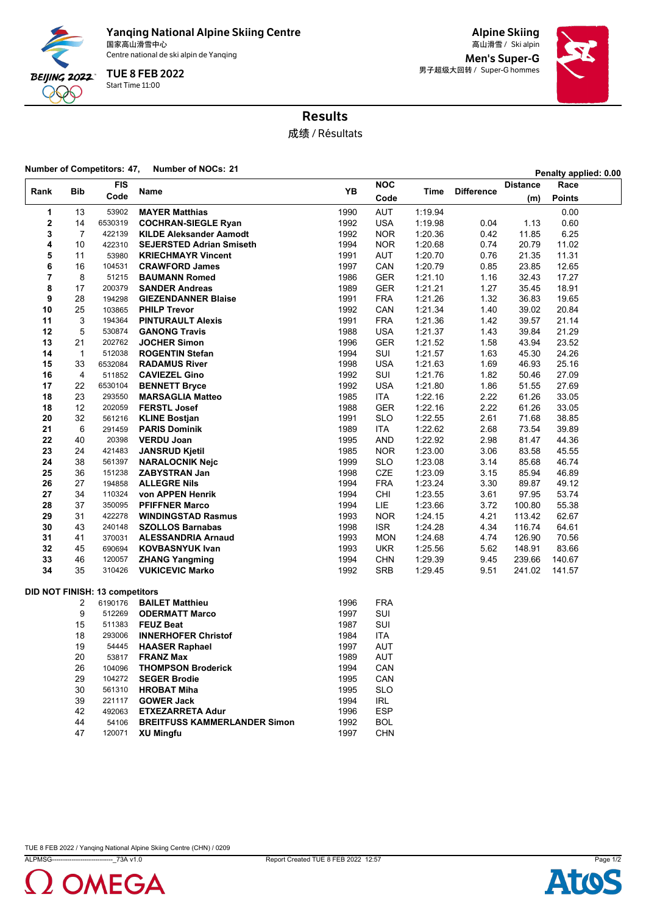**Yanqing National Alpine Skiing Centre**
国家高山滑雪中心
Centre national de ski alpin de Yanqing

**TUE 8 FEB 2022**
Start Time 11:00

**Alpine Skiing**
高山滑雪 / Ski alpin

**Men's Super-G**
男子超级大回转 / Super-G hommes

# Results
成绩 / Résultats

**Number of Competitors: 47, Number of NOCs: 21** **Penalty applied: 0.00**

| Rank | Bib | FIS Code | Name | YB | NOC Code | Time | Difference | Distance (m) | Race Points |
|---|---|---|---|---|---|---|---|---|---|
| 1 | 13 | 53902 | **MAYER Matthias** | 1990 | AUT | 1:19.94 | | | 0.00 |
| 2 | 14 | 6530319 | **COCHRAN-SIEGLE Ryan** | 1992 | USA | 1:19.98 | 0.04 | 1.13 | 0.60 |
| 3 | 7 | 422139 | **KILDE Aleksander Aamodt** | 1992 | NOR | 1:20.36 | 0.42 | 11.85 | 6.25 |
| 4 | 10 | 422310 | **SEJERSTED Adrian Smiseth** | 1994 | NOR | 1:20.68 | 0.74 | 20.79 | 11.02 |
| 5 | 11 | 53980 | **KRIECHMAYR Vincent** | 1991 | AUT | 1:20.70 | 0.76 | 21.35 | 11.31 |
| 6 | 16 | 104531 | **CRAWFORD James** | 1997 | CAN | 1:20.79 | 0.85 | 23.85 | 12.65 |
| 7 | 8 | 51215 | **BAUMANN Romed** | 1986 | GER | 1:21.10 | 1.16 | 32.43 | 17.27 |
| 8 | 17 | 200379 | **SANDER Andreas** | 1989 | GER | 1:21.21 | 1.27 | 35.45 | 18.91 |
| 9 | 28 | 194298 | **GIEZENDANNER Blaise** | 1991 | FRA | 1:21.26 | 1.32 | 36.83 | 19.65 |
| 10 | 25 | 103865 | **PHILP Trevor** | 1992 | CAN | 1:21.34 | 1.40 | 39.02 | 20.84 |
| 11 | 3 | 194364 | **PINTURAULT Alexis** | 1991 | FRA | 1:21.36 | 1.42 | 39.57 | 21.14 |
| 12 | 5 | 530874 | **GANONG Travis** | 1988 | USA | 1:21.37 | 1.43 | 39.84 | 21.29 |
| 13 | 21 | 202762 | **JOCHER Simon** | 1996 | GER | 1:21.52 | 1.58 | 43.94 | 23.52 |
| 14 | 1 | 512038 | **ROGENTIN Stefan** | 1994 | SUI | 1:21.57 | 1.63 | 45.30 | 24.26 |
| 15 | 33 | 6532084 | **RADAMUS River** | 1998 | USA | 1:21.63 | 1.69 | 46.93 | 25.16 |
| 16 | 4 | 511852 | **CAVIEZEL Gino** | 1992 | SUI | 1:21.76 | 1.82 | 50.46 | 27.09 |
| 17 | 22 | 6530104 | **BENNETT Bryce** | 1992 | USA | 1:21.80 | 1.86 | 51.55 | 27.69 |
| 18 | 23 | 293550 | **MARSAGLIA Matteo** | 1985 | ITA | 1:22.16 | 2.22 | 61.26 | 33.05 |
| 18 | 12 | 202059 | **FERSTL Josef** | 1988 | GER | 1:22.16 | 2.22 | 61.26 | 33.05 |
| 20 | 32 | 561216 | **KLINE Bostjan** | 1991 | SLO | 1:22.55 | 2.61 | 71.68 | 38.85 |
| 21 | 6 | 291459 | **PARIS Dominik** | 1989 | ITA | 1:22.62 | 2.68 | 73.54 | 39.89 |
| 22 | 40 | 20398 | **VERDU Joan** | 1995 | AND | 1:22.92 | 2.98 | 81.47 | 44.36 |
| 23 | 24 | 421483 | **JANSRUD Kjetil** | 1985 | NOR | 1:23.00 | 3.06 | 83.58 | 45.55 |
| 24 | 38 | 561397 | **NARALOCNIK Nejc** | 1999 | SLO | 1:23.08 | 3.14 | 85.68 | 46.74 |
| 25 | 36 | 151238 | **ZABYSTRAN Jan** | 1998 | CZE | 1:23.09 | 3.15 | 85.94 | 46.89 |
| 26 | 27 | 194858 | **ALLEGRE Nils** | 1994 | FRA | 1:23.24 | 3.30 | 89.87 | 49.12 |
| 27 | 34 | 110324 | **von APPEN Henrik** | 1994 | CHI | 1:23.55 | 3.61 | 97.95 | 53.74 |
| 28 | 37 | 350095 | **PFIFFNER Marco** | 1994 | LIE | 1:23.66 | 3.72 | 100.80 | 55.38 |
| 29 | 31 | 422278 | **WINDINGSTAD Rasmus** | 1993 | NOR | 1:24.15 | 4.21 | 113.42 | 62.67 |
| 30 | 43 | 240148 | **SZOLLOS Barnabas** | 1998 | ISR | 1:24.28 | 4.34 | 116.74 | 64.61 |
| 31 | 41 | 370031 | **ALESSANDRIA Arnaud** | 1993 | MON | 1:24.68 | 4.74 | 126.90 | 70.56 |
| 32 | 45 | 690694 | **KOVBASNYUK Ivan** | 1993 | UKR | 1:25.56 | 5.62 | 148.91 | 83.66 |
| 33 | 46 | 120057 | **ZHANG Yangming** | 1994 | CHN | 1:29.39 | 9.45 | 239.66 | 140.67 |
| 34 | 35 | 310426 | **VUKICEVIC Marko** | 1992 | SRB | 1:29.45 | 9.51 | 241.02 | 141.57 |

**DID NOT FINISH: 13 competitors**

| Bib | FIS Code | Name | YB | NOC Code |
|---|---|---|---|---|
| 2 | 6190176 | **BAILET Matthieu** | 1996 | FRA |
| 9 | 512269 | **ODERMATT Marco** | 1997 | SUI |
| 15 | 511383 | **FEUZ Beat** | 1987 | SUI |
| 18 | 293006 | **INNERHOFER Christof** | 1984 | ITA |
| 19 | 54445 | **HAASER Raphael** | 1997 | AUT |
| 20 | 53817 | **FRANZ Max** | 1989 | AUT |
| 26 | 104096 | **THOMPSON Broderick** | 1994 | CAN |
| 29 | 104272 | **SEGER Brodie** | 1995 | CAN |
| 30 | 561310 | **HROBAT Miha** | 1995 | SLO |
| 39 | 221117 | **GOWER Jack** | 1994 | IRL |
| 42 | 492063 | **ETXEZARRETA Adur** | 1996 | ESP |
| 44 | 54106 | **BREITFUSS KAMMERLANDER Simon** | 1992 | BOL |
| 47 | 120071 | **XU Mingfu** | 1997 | CHN |

TUE 8 FEB 2022 / Yanqing National Alpine Skiing Centre (CHN) / 0209

ALPMSG----------------------------_73A v1.0 Report Created TUE 8 FEB 2022 12:57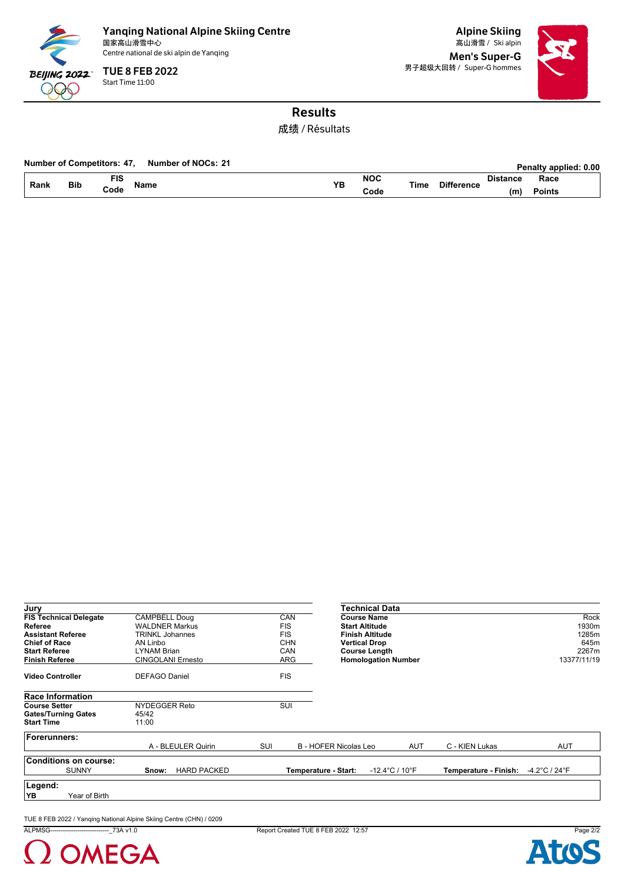# Results

成绩 / Résultats

**Number of Competitors: 47, Number of NOCs: 21**

**Penalty applied: 0.00**

| Rank | Bib | FIS Code | Name | YB | NOC Code | Time | Difference | Distance (m) | Race Points |
|---|---|---|---|---|---|---|---|---|---|

| Jury | | |
|---|---|---|
| **FIS Technical Delegate** | CAMPBELL Doug | CAN |
| **Referee** | WALDNER Markus | FIS |
| **Assistant Referee** | TRINKL Johannes | FIS |
| **Chief of Race** | AN Linbo | CHN |
| **Start Referee** | LYNAM Brian | CAN |
| **Finish Referee** | CINGOLANI Ernesto | ARG |
| **Video Controller** | DEFAGO Daniel | FIS |

| Technical Data | |
|---|---|
| **Course Name** | Rock |
| **Start Altitude** | 1930m |
| **Finish Altitude** | 1285m |
| **Vertical Drop** | 645m |
| **Course Length** | 2267m |
| **Homologation Number** | 13377/11/19 |

| Race Information | | |
|---|---|---|
| **Course Setter** | NYDEGGER Reto | SUI |
| **Gates/Turning Gates** | 45/42 | |
| **Start Time** | 11:00 | |

**Forerunners:**

A - BLEULER Quirin SUI | B - HOFER Nicolas Leo AUT | C - KIEN Lukas AUT

**Conditions on course:**

SUNNY | **Snow:** HARD PACKED | **Temperature - Start:** -12.4°C / 10°F | **Temperature - Finish:** -4.2°C / 24°F

**Legend:**

**YB** Year of Birth

TUE 8 FEB 2022 / Yanqing National Alpine Skiing Centre (CHN) / 0209

ALPMSG----------------------------_73A v1.0 Report Created TUE 8 FEB 2022 12:57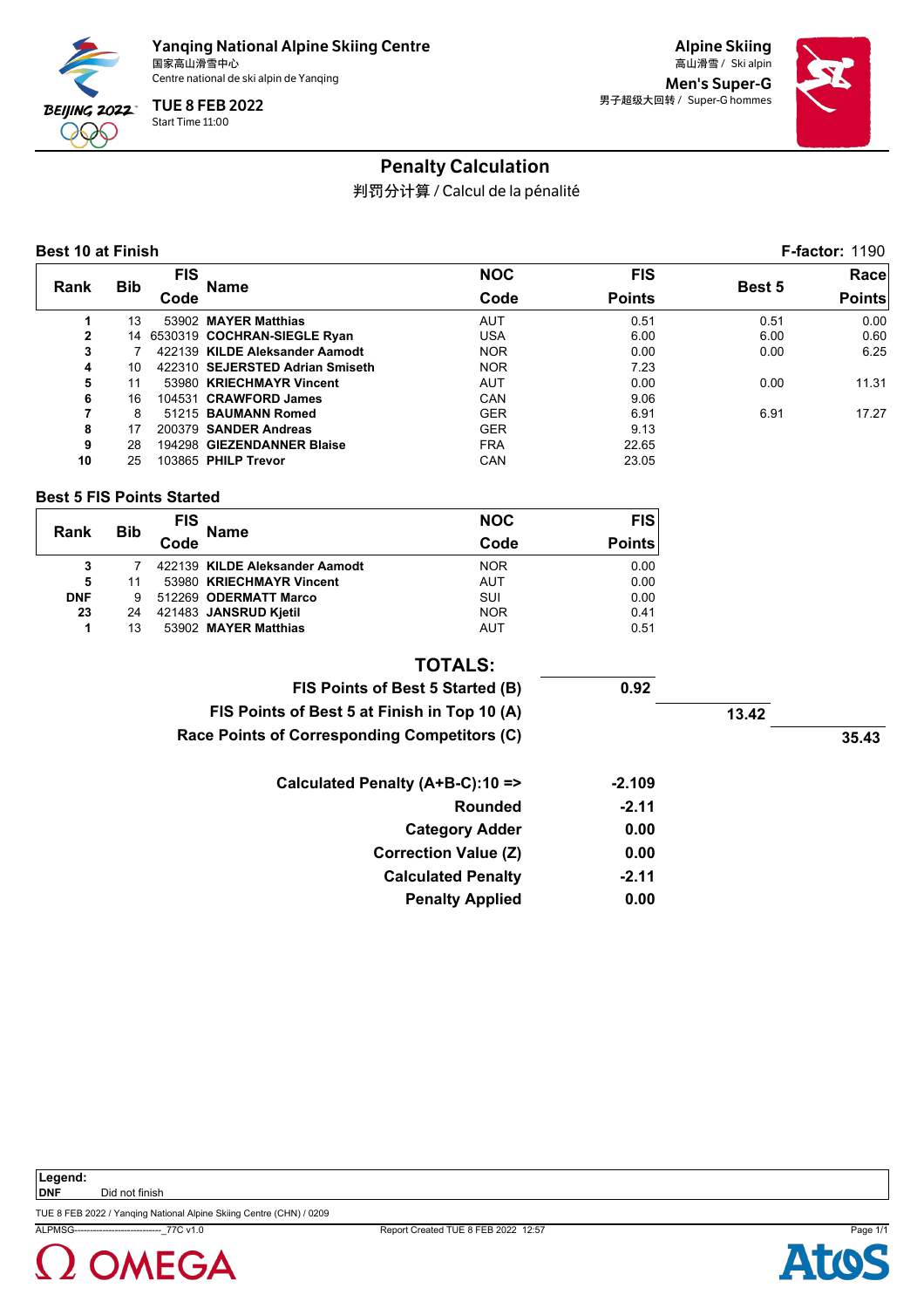Yanqing National Alpine Skiing Centre
国家高山滑雪中心
Centre national de ski alpin de Yanqing

TUE 8 FEB 2022
Start Time 11:00

Alpine Skiing
高山滑雪 / Ski alpin
Men's Super-G
男子超级大回转 / Super-G hommes

# Penalty Calculation

判罚分计算 / Calcul de la pénalité

**Best 10 at Finish** — **F-factor:** 1190

| Rank | Bib | FIS Code | Name | NOC Code | FIS Points | Best 5 | Race Points |
|---|---|---|---|---|---|---|---|
| 1 | 13 | 53902 | **MAYER Matthias** | AUT | 0.51 | 0.51 | 0.00 |
| 2 | 14 | 6530319 | **COCHRAN-SIEGLE Ryan** | USA | 6.00 | 6.00 | 0.60 |
| 3 | 7 | 422139 | **KILDE Aleksander Aamodt** | NOR | 0.00 | 0.00 | 6.25 |
| 4 | 10 | 422310 | **SEJERSTED Adrian Smiseth** | NOR | 7.23 | | |
| 5 | 11 | 53980 | **KRIECHMAYR Vincent** | AUT | 0.00 | 0.00 | 11.31 |
| 6 | 16 | 104531 | **CRAWFORD James** | CAN | 9.06 | | |
| 7 | 8 | 51215 | **BAUMANN Romed** | GER | 6.91 | 6.91 | 17.27 |
| 8 | 17 | 200379 | **SANDER Andreas** | GER | 9.13 | | |
| 9 | 28 | 194298 | **GIEZENDANNER Blaise** | FRA | 22.65 | | |
| 10 | 25 | 103865 | **PHILP Trevor** | CAN | 23.05 | | |

**Best 5 FIS Points Started**

| Rank | Bib | FIS Code | Name | NOC Code | FIS Points |
|---|---|---|---|---|---|
| 3 | 7 | 422139 | **KILDE Aleksander Aamodt** | NOR | 0.00 |
| 5 | 11 | 53980 | **KRIECHMAYR Vincent** | AUT | 0.00 |
| DNF | 9 | 512269 | **ODERMATT Marco** | SUI | 0.00 |
| 23 | 24 | 421483 | **JANSRUD Kjetil** | NOR | 0.41 |
| 1 | 13 | 53902 | **MAYER Matthias** | AUT | 0.51 |

**TOTALS:**

| | | | |
|---|---|---|---|
| **FIS Points of Best 5 Started (B)** | **0.92** | | |
| **FIS Points of Best 5 at Finish in Top 10 (A)** | | **13.42** | |
| **Race Points of Corresponding Competitors (C)** | | | **35.43** |

| | |
|---|---|
| **Calculated Penalty (A+B-C):10 =>** | **-2.109** |
| **Rounded** | **-2.11** |
| **Category Adder** | **0.00** |
| **Correction Value (Z)** | **0.00** |
| **Calculated Penalty** | **-2.11** |
| **Penalty Applied** | **0.00** |

**Legend:**
**DNF** Did not finish

TUE 8 FEB 2022 / Yanqing National Alpine Skiing Centre (CHN) / 0209
ALPMSG----------------------------_77C v1.0 Report Created TUE 8 FEB 2022 12:57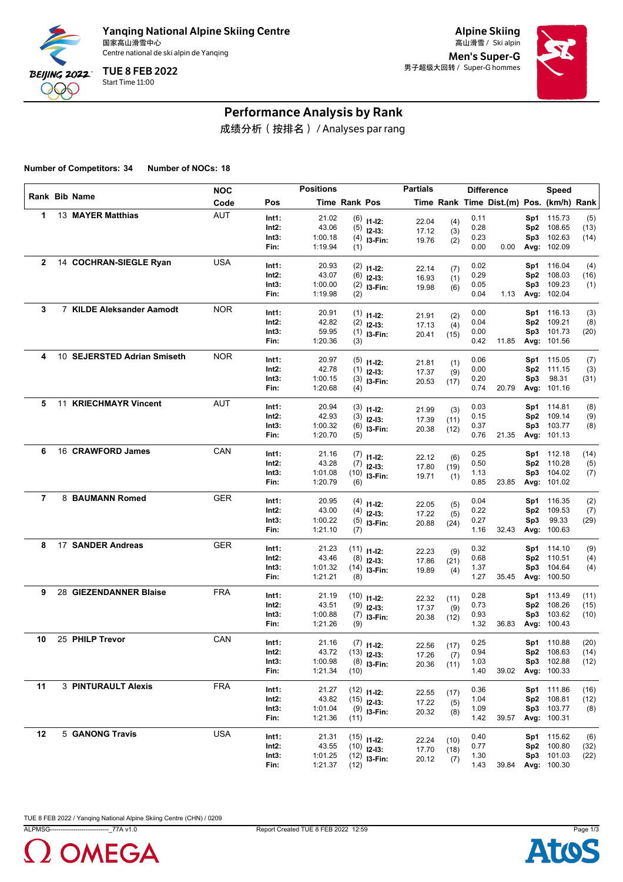Yanqing National Alpine Skiing Centre
国家高山滑雪中心
Centre national de ski alpin de Yanqing

TUE 8 FEB 2022
Start Time 11:00

Alpine Skiing
高山滑雪 / Ski alpin
**Men's Super-G**
男子超级大回转 / Super-G hommes

# Performance Analysis by Rank

成绩分析（按排名）/ Analyses par rang

**Number of Competitors: 34 Number of NOCs: 18**

| Rank | Bib | Name | NOC Code | Pos | Positions Time | Rank | Pos | Partials Time | Rank | Difference Time | Dist.(m) | Pos. | Speed (km/h) | Rank |
|---|---|---|---|---|---|---|---|---|---|---|---|---|---|---|
| 1 | 13 | MAYER Matthias | AUT | Int1: | 21.02 | (6) | I1-I2: | 22.04 | (4) | 0.11 | | Sp1 | 115.73 | (5) |
| | | | | Int2: | 43.06 | (5) | I2-I3: | 17.12 | (3) | 0.28 | | Sp2 | 108.65 | (13) |
| | | | | Int3: | 1:00.18 | (4) | I3-Fin: | 19.76 | (2) | 0.23 | | Sp3 | 102.63 | (14) |
| | | | | Fin: | 1:19.94 | (1) | | | | 0.00 | 0.00 | Avg: | 102.09 | |
| 2 | 14 | COCHRAN-SIEGLE Ryan | USA | Int1: | 20.93 | (2) | I1-I2: | 22.14 | (7) | 0.02 | | Sp1 | 116.04 | (4) |
| | | | | Int2: | 43.07 | (6) | I2-I3: | 16.93 | (1) | 0.29 | | Sp2 | 108.03 | (16) |
| | | | | Int3: | 1:00.00 | (2) | I3-Fin: | 19.98 | (6) | 0.05 | | Sp3 | 109.23 | (1) |
| | | | | Fin: | 1:19.98 | (2) | | | | 0.04 | 1.13 | Avg: | 102.04 | |
| 3 | 7 | KILDE Aleksander Aamodt | NOR | Int1: | 20.91 | (1) | I1-I2: | 21.91 | (2) | 0.00 | | Sp1 | 116.13 | (3) |
| | | | | Int2: | 42.82 | (2) | I2-I3: | 17.13 | (4) | 0.04 | | Sp2 | 109.21 | (8) |
| | | | | Int3: | 59.95 | (1) | I3-Fin: | 20.41 | (15) | 0.00 | | Sp3 | 101.73 | (20) |
| | | | | Fin: | 1:20.36 | (3) | | | | 0.42 | 11.85 | Avg: | 101.56 | |
| 4 | 10 | SEJERSTED Adrian Smiseth | NOR | Int1: | 20.97 | (5) | I1-I2: | 21.81 | (1) | 0.06 | | Sp1 | 115.05 | (7) |
| | | | | Int2: | 42.78 | (1) | I2-I3: | 17.37 | (9) | 0.00 | | Sp2 | 111.15 | (3) |
| | | | | Int3: | 1:00.15 | (3) | I3-Fin: | 20.53 | (17) | 0.20 | | Sp3 | 98.31 | (31) |
| | | | | Fin: | 1:20.68 | (4) | | | | 0.74 | 20.79 | Avg: | 101.16 | |
| 5 | 11 | KRIECHMAYR Vincent | AUT | Int1: | 20.94 | (3) | I1-I2: | 21.99 | (3) | 0.03 | | Sp1 | 114.81 | (8) |
| | | | | Int2: | 42.93 | (3) | I2-I3: | 17.39 | (11) | 0.15 | | Sp2 | 109.14 | (9) |
| | | | | Int3: | 1:00.32 | (6) | I3-Fin: | 20.38 | (12) | 0.37 | | Sp3 | 103.77 | (8) |
| | | | | Fin: | 1:20.70 | (5) | | | | 0.76 | 21.35 | Avg: | 101.13 | |
| 6 | 16 | CRAWFORD James | CAN | Int1: | 21.16 | (7) | I1-I2: | 22.12 | (6) | 0.25 | | Sp1 | 112.18 | (14) |
| | | | | Int2: | 43.28 | (7) | I2-I3: | 17.80 | (19) | 0.50 | | Sp2 | 110.28 | (5) |
| | | | | Int3: | 1:01.08 | (10) | I3-Fin: | 19.71 | (1) | 1.13 | | Sp3 | 104.02 | (7) |
| | | | | Fin: | 1:20.79 | (6) | | | | 0.85 | 23.85 | Avg: | 101.02 | |
| 7 | 8 | BAUMANN Romed | GER | Int1: | 20.95 | (4) | I1-I2: | 22.05 | (5) | 0.04 | | Sp1 | 116.35 | (2) |
| | | | | Int2: | 43.00 | (4) | I2-I3: | 17.22 | (5) | 0.22 | | Sp2 | 109.53 | (7) |
| | | | | Int3: | 1:00.22 | (5) | I3-Fin: | 20.88 | (24) | 0.27 | | Sp3 | 99.33 | (29) |
| | | | | Fin: | 1:21.10 | (7) | | | | 1.16 | 32.43 | Avg: | 100.63 | |
| 8 | 17 | SANDER Andreas | GER | Int1: | 21.23 | (11) | I1-I2: | 22.23 | (9) | 0.32 | | Sp1 | 114.10 | (9) |
| | | | | Int2: | 43.46 | (8) | I2-I3: | 17.86 | (21) | 0.68 | | Sp2 | 110.51 | (4) |
| | | | | Int3: | 1:01.32 | (14) | I3-Fin: | 19.89 | (4) | 1.37 | | Sp3 | 104.64 | (4) |
| | | | | Fin: | 1:21.21 | (8) | | | | 1.27 | 35.45 | Avg: | 100.50 | |
| 9 | 28 | GIEZENDANNER Blaise | FRA | Int1: | 21.19 | (10) | I1-I2: | 22.32 | (11) | 0.28 | | Sp1 | 113.49 | (11) |
| | | | | Int2: | 43.51 | (9) | I2-I3: | 17.37 | (9) | 0.73 | | Sp2 | 108.26 | (15) |
| | | | | Int3: | 1:00.88 | (7) | I3-Fin: | 20.38 | (12) | 0.93 | | Sp3 | 103.62 | (10) |
| | | | | Fin: | 1:21.26 | (9) | | | | 1.32 | 36.83 | Avg: | 100.43 | |
| 10 | 25 | PHILP Trevor | CAN | Int1: | 21.16 | (7) | I1-I2: | 22.56 | (17) | 0.25 | | Sp1 | 110.88 | (20) |
| | | | | Int2: | 43.72 | (13) | I2-I3: | 17.26 | (7) | 0.94 | | Sp2 | 108.63 | (14) |
| | | | | Int3: | 1:00.98 | (8) | I3-Fin: | 20.36 | (11) | 1.03 | | Sp3 | 102.88 | (12) |
| | | | | Fin: | 1:21.34 | (10) | | | | 1.40 | 39.02 | Avg: | 100.33 | |
| 11 | 3 | PINTURAULT Alexis | FRA | Int1: | 21.27 | (12) | I1-I2: | 22.55 | (17) | 0.36 | | Sp1 | 111.86 | (16) |
| | | | | Int2: | 43.82 | (15) | I2-I3: | 17.22 | (5) | 1.04 | | Sp2 | 108.81 | (12) |
| | | | | Int3: | 1:01.04 | (9) | I3-Fin: | 20.32 | (8) | 1.09 | | Sp3 | 103.77 | (8) |
| | | | | Fin: | 1:21.36 | (11) | | | | 1.42 | 39.57 | Avg: | 100.31 | |
| 12 | 5 | GANONG Travis | USA | Int1: | 21.31 | (15) | I1-I2: | 22.24 | (10) | 0.40 | | Sp1 | 115.62 | (6) |
| | | | | Int2: | 43.55 | (10) | I2-I3: | 17.70 | (18) | 0.77 | | Sp2 | 100.80 | (32) |
| | | | | Int3: | 1:01.25 | (12) | I3-Fin: | 20.12 | (7) | 1.30 | | Sp3 | 101.03 | (22) |
| | | | | Fin: | 1:21.37 | (12) | | | | 1.43 | 39.84 | Avg: | 100.30 | |

TUE 8 FEB 2022 / Yanqing National Alpine Skiing Centre (CHN) / 0209

ALPMSG----------------------------_77A v1.0 Report Created TUE 8 FEB 2022 12:59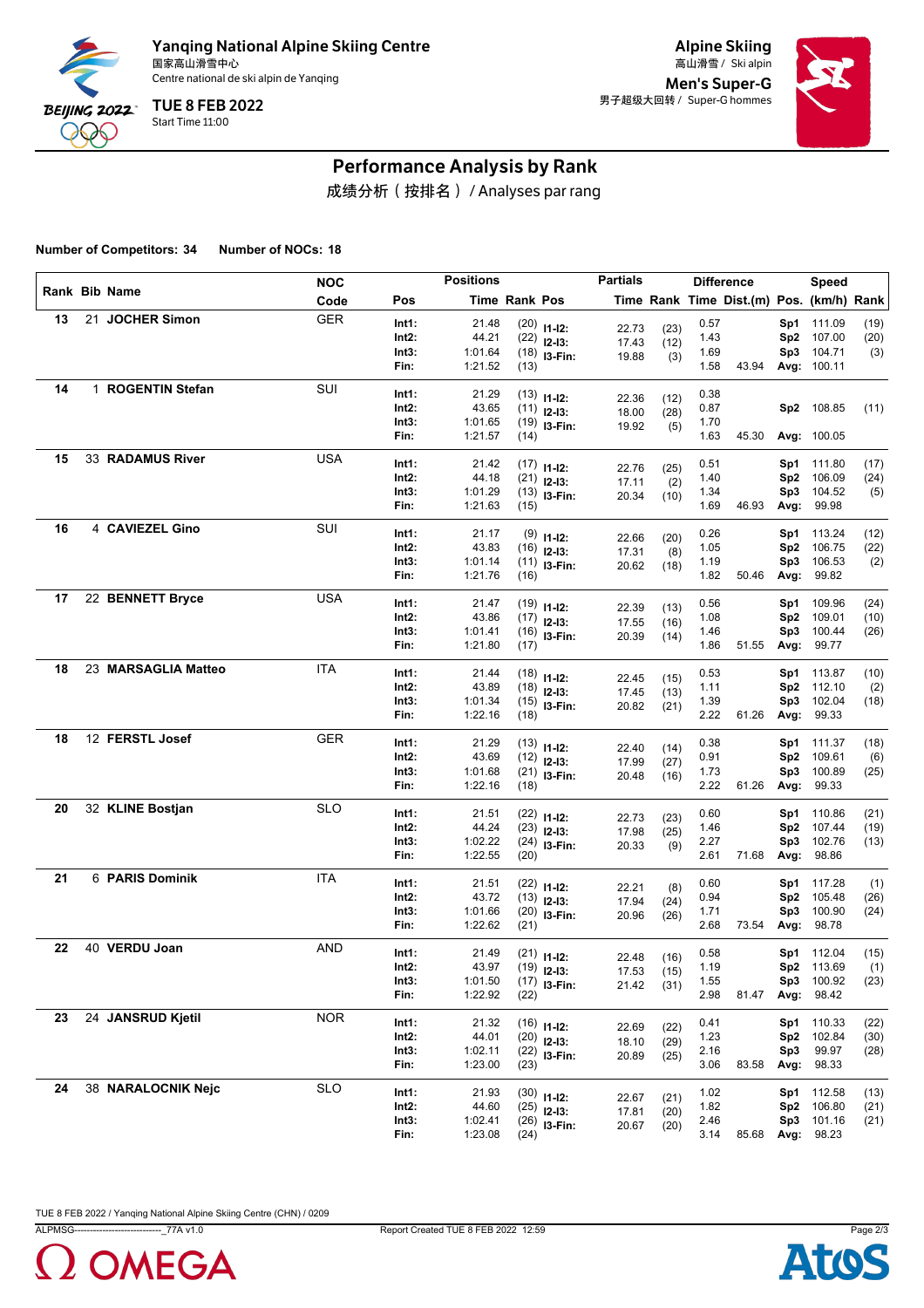**Yanqing National Alpine Skiing Centre**
国家高山滑雪中心
Centre national de ski alpin de Yanqing

**TUE 8 FEB 2022**
Start Time 11:00

**Alpine Skiing**
高山滑雪 / Ski alpin
**Men's Super-G**
男子超级大回转 / Super-G hommes

# Performance Analysis by Rank

成绩分析（按排名） / Analyses par rang

**Number of Competitors: 34** **Number of NOCs: 18**

| Rank | Bib | Name | NOC Code | Pos | Positions Time | Rank | Pos | Partials Time | Rank | Difference Time | Dist.(m) | Pos. | Speed (km/h) | Rank |
|---|---|---|---|---|---|---|---|---|---|---|---|---|---|---|
| 13 | 21 | **JOCHER Simon** | GER | Int1: | 21.48 | (20) | I1-I2: | 22.73 | (23) | 0.57 | | Sp1 | 111.09 | (19) |
| | | | | Int2: | 44.21 | (22) | I2-I3: | 17.43 | (12) | 1.43 | | Sp2 | 107.00 | (20) |
| | | | | Int3: | 1:01.64 | (18) | I3-Fin: | 19.88 | (3) | 1.69 | | Sp3 | 104.71 | (3) |
| | | | | Fin: | 1:21.52 | (13) | | | | 1.58 | 43.94 | Avg: | 100.11 | |
| 14 | 1 | **ROGENTIN Stefan** | SUI | Int1: | 21.29 | (13) | I1-I2: | 22.36 | (12) | 0.38 | | | | |
| | | | | Int2: | 43.65 | (11) | I2-I3: | 18.00 | (28) | 0.87 | | Sp2 | 108.85 | (11) |
| | | | | Int3: | 1:01.65 | (19) | I3-Fin: | 19.92 | (5) | 1.70 | | | | |
| | | | | Fin: | 1:21.57 | (14) | | | | 1.63 | 45.30 | Avg: | 100.05 | |
| 15 | 33 | **RADAMUS River** | USA | Int1: | 21.42 | (17) | I1-I2: | 22.76 | (25) | 0.51 | | Sp1 | 111.80 | (17) |
| | | | | Int2: | 44.18 | (21) | I2-I3: | 17.11 | (2) | 1.40 | | Sp2 | 106.09 | (24) |
| | | | | Int3: | 1:01.29 | (13) | I3-Fin: | 20.34 | (10) | 1.34 | | Sp3 | 104.52 | (5) |
| | | | | Fin: | 1:21.63 | (15) | | | | 1.69 | 46.93 | Avg: | 99.98 | |
| 16 | 4 | **CAVIEZEL Gino** | SUI | Int1: | 21.17 | (9) | I1-I2: | 22.66 | (20) | 0.26 | | Sp1 | 113.24 | (12) |
| | | | | Int2: | 43.83 | (16) | I2-I3: | 17.31 | (8) | 1.05 | | Sp2 | 106.75 | (22) |
| | | | | Int3: | 1:01.14 | (11) | I3-Fin: | 20.62 | (18) | 1.19 | | Sp3 | 106.53 | (2) |
| | | | | Fin: | 1:21.76 | (16) | | | | 1.82 | 50.46 | Avg: | 99.82 | |
| 17 | 22 | **BENNETT Bryce** | USA | Int1: | 21.47 | (19) | I1-I2: | 22.39 | (13) | 0.56 | | Sp1 | 109.96 | (24) |
| | | | | Int2: | 43.86 | (17) | I2-I3: | 17.55 | (16) | 1.08 | | Sp2 | 109.01 | (10) |
| | | | | Int3: | 1:01.41 | (16) | I3-Fin: | 20.39 | (14) | 1.46 | | Sp3 | 100.44 | (26) |
| | | | | Fin: | 1:21.80 | (17) | | | | 1.86 | 51.55 | Avg: | 99.77 | |
| 18 | 23 | **MARSAGLIA Matteo** | ITA | Int1: | 21.44 | (18) | I1-I2: | 22.45 | (15) | 0.53 | | Sp1 | 113.87 | (10) |
| | | | | Int2: | 43.89 | (18) | I2-I3: | 17.45 | (13) | 1.11 | | Sp2 | 112.10 | (2) |
| | | | | Int3: | 1:01.34 | (15) | I3-Fin: | 20.82 | (21) | 1.39 | | Sp3 | 102.04 | (18) |
| | | | | Fin: | 1:22.16 | (18) | | | | 2.22 | 61.26 | Avg: | 99.33 | |
| 18 | 12 | **FERSTL Josef** | GER | Int1: | 21.29 | (13) | I1-I2: | 22.40 | (14) | 0.38 | | Sp1 | 111.37 | (18) |
| | | | | Int2: | 43.69 | (12) | I2-I3: | 17.99 | (27) | 0.91 | | Sp2 | 109.61 | (6) |
| | | | | Int3: | 1:01.68 | (21) | I3-Fin: | 20.48 | (16) | 1.73 | | Sp3 | 100.89 | (25) |
| | | | | Fin: | 1:22.16 | (18) | | | | 2.22 | 61.26 | Avg: | 99.33 | |
| 20 | 32 | **KLINE Bostjan** | SLO | Int1: | 21.51 | (22) | I1-I2: | 22.73 | (23) | 0.60 | | Sp1 | 110.86 | (21) |
| | | | | Int2: | 44.24 | (23) | I2-I3: | 17.98 | (25) | 1.46 | | Sp2 | 107.44 | (19) |
| | | | | Int3: | 1:02.22 | (24) | I3-Fin: | 20.33 | (9) | 2.27 | | Sp3 | 102.76 | (13) |
| | | | | Fin: | 1:22.55 | (20) | | | | 2.61 | 71.68 | Avg: | 98.86 | |
| 21 | 6 | **PARIS Dominik** | ITA | Int1: | 21.51 | (22) | I1-I2: | 22.21 | (8) | 0.60 | | Sp1 | 117.28 | (1) |
| | | | | Int2: | 43.72 | (13) | I2-I3: | 17.94 | (24) | 0.94 | | Sp2 | 105.48 | (26) |
| | | | | Int3: | 1:01.66 | (20) | I3-Fin: | 20.96 | (26) | 1.71 | | Sp3 | 100.90 | (24) |
| | | | | Fin: | 1:22.62 | (21) | | | | 2.68 | 73.54 | Avg: | 98.78 | |
| 22 | 40 | **VERDU Joan** | AND | Int1: | 21.49 | (21) | I1-I2: | 22.48 | (16) | 0.58 | | Sp1 | 112.04 | (15) |
| | | | | Int2: | 43.97 | (19) | I2-I3: | 17.53 | (15) | 1.19 | | Sp2 | 113.69 | (1) |
| | | | | Int3: | 1:01.50 | (17) | I3-Fin: | 21.42 | (31) | 1.55 | | Sp3 | 100.92 | (23) |
| | | | | Fin: | 1:22.92 | (22) | | | | 2.98 | 81.47 | Avg: | 98.42 | |
| 23 | 24 | **JANSRUD Kjetil** | NOR | Int1: | 21.32 | (16) | I1-I2: | 22.69 | (22) | 0.41 | | Sp1 | 110.33 | (22) |
| | | | | Int2: | 44.01 | (20) | I2-I3: | 18.10 | (29) | 1.23 | | Sp2 | 102.84 | (30) |
| | | | | Int3: | 1:02.11 | (22) | I3-Fin: | 20.89 | (25) | 2.16 | | Sp3 | 99.97 | (28) |
| | | | | Fin: | 1:23.00 | (23) | | | | 3.06 | 83.58 | Avg: | 98.33 | |
| 24 | 38 | **NARALOCNIK Nejc** | SLO | Int1: | 21.93 | (30) | I1-I2: | 22.67 | (21) | 1.02 | | Sp1 | 112.58 | (13) |
| | | | | Int2: | 44.60 | (25) | I2-I3: | 17.81 | (20) | 1.82 | | Sp2 | 106.80 | (21) |
| | | | | Int3: | 1:02.41 | (26) | I3-Fin: | 20.67 | (20) | 2.46 | | Sp3 | 101.16 | (21) |
| | | | | Fin: | 1:23.08 | (24) | | | | 3.14 | 85.68 | Avg: | 98.23 | |

TUE 8 FEB 2022 / Yanqing National Alpine Skiing Centre (CHN) / 0209

ALPMSG----------------------------_77A v1.0 Report Created TUE 8 FEB 2022 12:59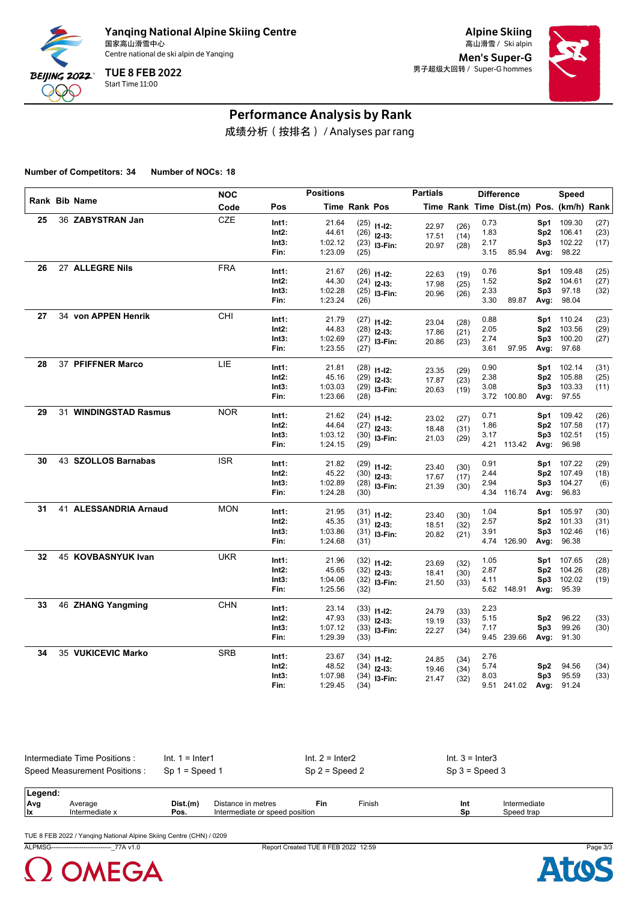# Yanqing National Alpine Skiing Centre

国家高山滑雪中心
Centre national de ski alpin de Yanqing

TUE 8 FEB 2022
Start Time 11:00

**Alpine Skiing**
高山滑雪 / Ski alpin

**Men's Super-G**
男子超级大回转 / Super-G hommes

## Performance Analysis by Rank

成绩分析（按排名）/ Analyses par rang

**Number of Competitors: 34** **Number of NOCs: 18**

| Rank | Bib | Name | NOC Code | Pos | Positions Time | Rank | Pos | Partials Time | Rank | Difference Time | Dist.(m) | Pos. | Speed (km/h) | Rank |
|---|---|---|---|---|---|---|---|---|---|---|---|---|---|---|
| 25 | 36 | ZABYSTRAN Jan | CZE | Int1: | 21.64 | (25) | I1-I2: | 22.97 | (26) | 0.73 | | Sp1 | 109.30 | (27) |
| | | | | Int2: | 44.61 | (26) | I2-I3: | 17.51 | (14) | 1.83 | | Sp2 | 106.41 | (23) |
| | | | | Int3: | 1:02.12 | (23) | I3-Fin: | 20.97 | (28) | 2.17 | | Sp3 | 102.22 | (17) |
| | | | | Fin: | 1:23.09 | (25) | | | | 3.15 | 85.94 | Avg: | 98.22 | |
| 26 | 27 | ALLEGRE Nils | FRA | Int1: | 21.67 | (26) | I1-I2: | 22.63 | (19) | 0.76 | | Sp1 | 109.48 | (25) |
| | | | | Int2: | 44.30 | (24) | I2-I3: | 17.98 | (25) | 1.52 | | Sp2 | 104.61 | (27) |
| | | | | Int3: | 1:02.28 | (25) | I3-Fin: | 20.96 | (26) | 2.33 | | Sp3 | 97.18 | (32) |
| | | | | Fin: | 1:23.24 | (26) | | | | 3.30 | 89.87 | Avg: | 98.04 | |
| 27 | 34 | von APPEN Henrik | CHI | Int1: | 21.79 | (27) | I1-I2: | 23.04 | (28) | 0.88 | | Sp1 | 110.24 | (23) |
| | | | | Int2: | 44.83 | (28) | I2-I3: | 17.86 | (21) | 2.05 | | Sp2 | 103.56 | (29) |
| | | | | Int3: | 1:02.69 | (27) | I3-Fin: | 20.86 | (23) | 2.74 | | Sp3 | 100.20 | (27) |
| | | | | Fin: | 1:23.55 | (27) | | | | 3.61 | 97.95 | Avg: | 97.68 | |
| 28 | 37 | PFIFFNER Marco | LIE | Int1: | 21.81 | (28) | I1-I2: | 23.35 | (29) | 0.90 | | Sp1 | 102.14 | (31) |
| | | | | Int2: | 45.16 | (29) | I2-I3: | 17.87 | (23) | 2.38 | | Sp2 | 105.88 | (25) |
| | | | | Int3: | 1:03.03 | (29) | I3-Fin: | 20.63 | (19) | 3.08 | | Sp3 | 103.33 | (11) |
| | | | | Fin: | 1:23.66 | (28) | | | | 3.72 | 100.80 | Avg: | 97.55 | |
| 29 | 31 | WINDINGSTAD Rasmus | NOR | Int1: | 21.62 | (24) | I1-I2: | 23.02 | (27) | 0.71 | | Sp1 | 109.42 | (26) |
| | | | | Int2: | 44.64 | (27) | I2-I3: | 18.48 | (31) | 1.86 | | Sp2 | 107.58 | (17) |
| | | | | Int3: | 1:03.12 | (30) | I3-Fin: | 21.03 | (29) | 3.17 | | Sp3 | 102.51 | (15) |
| | | | | Fin: | 1:24.15 | (29) | | | | 4.21 | 113.42 | Avg: | 96.98 | |
| 30 | 43 | SZOLLOS Barnabas | ISR | Int1: | 21.82 | (29) | I1-I2: | 23.40 | (30) | 0.91 | | Sp1 | 107.22 | (29) |
| | | | | Int2: | 45.22 | (30) | I2-I3: | 17.67 | (17) | 2.44 | | Sp2 | 107.49 | (18) |
| | | | | Int3: | 1:02.89 | (28) | I3-Fin: | 21.39 | (30) | 2.94 | | Sp3 | 104.27 | (6) |
| | | | | Fin: | 1:24.28 | (30) | | | | 4.34 | 116.74 | Avg: | 96.83 | |
| 31 | 41 | ALESSANDRIA Arnaud | MON | Int1: | 21.95 | (31) | I1-I2: | 23.40 | (30) | 1.04 | | Sp1 | 105.97 | (30) |
| | | | | Int2: | 45.35 | (31) | I2-I3: | 18.51 | (32) | 2.57 | | Sp2 | 101.33 | (31) |
| | | | | Int3: | 1:03.86 | (31) | I3-Fin: | 20.82 | (21) | 3.91 | | Sp3 | 102.46 | (16) |
| | | | | Fin: | 1:24.68 | (31) | | | | 4.74 | 126.90 | Avg: | 96.38 | |
| 32 | 45 | KOVBASNYUK Ivan | UKR | Int1: | 21.96 | (32) | I1-I2: | 23.69 | (32) | 1.05 | | Sp1 | 107.65 | (28) |
| | | | | Int2: | 45.65 | (32) | I2-I3: | 18.41 | (30) | 2.87 | | Sp2 | 104.26 | (28) |
| | | | | Int3: | 1:04.06 | (32) | I3-Fin: | 21.50 | (33) | 4.11 | | Sp3 | 102.02 | (19) |
| | | | | Fin: | 1:25.56 | (32) | | | | 5.62 | 148.91 | Avg: | 95.39 | |
| 33 | 46 | ZHANG Yangming | CHN | Int1: | 23.14 | (33) | I1-I2: | 24.79 | (33) | 2.23 | | | | |
| | | | | Int2: | 47.93 | (33) | I2-I3: | 19.19 | (33) | 5.15 | | Sp2 | 96.22 | (33) |
| | | | | Int3: | 1:07.12 | (33) | I3-Fin: | 22.27 | (34) | 7.17 | | Sp3 | 99.26 | (30) |
| | | | | Fin: | 1:29.39 | (33) | | | | 9.45 | 239.66 | Avg: | 91.30 | |
| 34 | 35 | VUKICEVIC Marko | SRB | Int1: | 23.67 | (34) | I1-I2: | 24.85 | (34) | 2.76 | | | | |
| | | | | Int2: | 48.52 | (34) | I2-I3: | 19.46 | (34) | 5.74 | | Sp2 | 94.56 | (34) |
| | | | | Int3: | 1:07.98 | (34) | I3-Fin: | 21.47 | (32) | 8.03 | | Sp3 | 95.59 | (33) |
| | | | | Fin: | 1:29.45 | (34) | | | | 9.51 | 241.02 | Avg: | 91.24 | |

Intermediate Time Positions : Int. 1 = Inter1 Int. 2 = Inter2 Int. 3 = Inter3
Speed Measurement Positions : Sp 1 = Speed 1 Sp 2 = Speed 2 Sp 3 = Speed 3

**Legend:**

| | | | | | | | |
|---|---|---|---|---|---|---|---|
| Avg | Average | Dist.(m) | Distance in metres | Fin | Finish | Int | Intermediate |
| Ix | Intermediate x | Pos. | Intermediate or speed position | | | Sp | Speed trap |

TUE 8 FEB 2022 / Yanqing National Alpine Skiing Centre (CHN) / 0209

ALPMSG----------------------------_77A v1.0 Report Created TUE 8 FEB 2022 12:59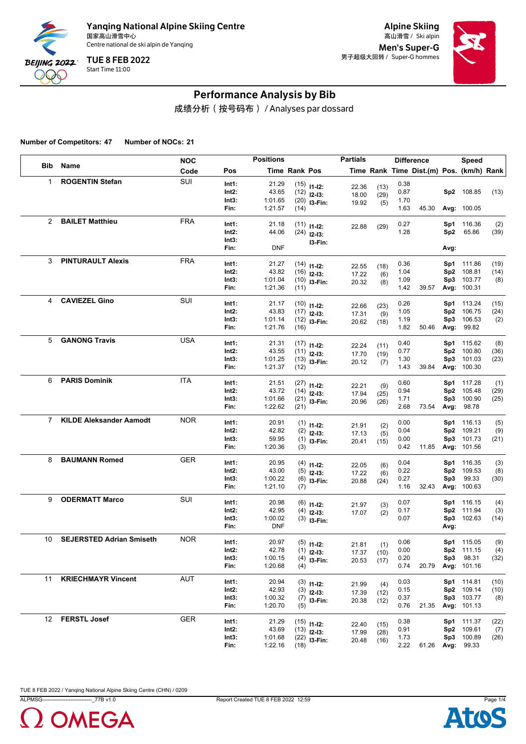Yanqing National Alpine Skiing Centre
国家高山滑雪中心
Centre national de ski alpin de Yanqing

TUE 8 FEB 2022
Start Time 11:00

Alpine Skiing
高山滑雪 / Ski alpin

Men's Super-G
男子超级大回转 / Super-G hommes

# Performance Analysis by Bib

成绩分析（按号码布） / Analyses par dossard

**Number of Competitors: 47** **Number of NOCs: 21**

| Bib | Name | NOC Code | Pos | Positions Time | Rank | Pos | Partials Time | Rank | Difference Time | Dist.(m) | Pos. | Speed (km/h) | Rank |
|---|---|---|---|---|---|---|---|---|---|---|---|---|---|
| 1 | ROGENTIN Stefan | SUI | Int1: | 21.29 | (15) | I1-I2: | 22.36 | (13) | 0.38 | | | | |
| | | | Int2: | 43.65 | (12) | I2-I3: | 18.00 | (29) | 0.87 | | Sp2 | 108.85 | (13) |
| | | | Int3: | 1:01.65 | (20) | I3-Fin: | 19.92 | (5) | 1.70 | | | | |
| | | | Fin: | 1:21.57 | (14) | | | | 1.63 | 45.30 | Avg: | 100.05 | |
| 2 | BAILET Matthieu | FRA | Int1: | 21.18 | (11) | I1-I2: | 22.88 | (29) | 0.27 | | Sp1 | 116.36 | (2) |
| | | | Int2: | 44.06 | (24) | I2-I3: | | | 1.28 | | Sp2 | 65.86 | (39) |
| | | | Int3: | | | I3-Fin: | | | | | | | |
| | | | Fin: | DNF | | | | | | | Avg: | | |
| 3 | PINTURAULT Alexis | FRA | Int1: | 21.27 | (14) | I1-I2: | 22.55 | (18) | 0.36 | | Sp1 | 111.86 | (19) |
| | | | Int2: | 43.82 | (16) | I2-I3: | 17.22 | (6) | 1.04 | | Sp2 | 108.81 | (14) |
| | | | Int3: | 1:01.04 | (10) | I3-Fin: | 20.32 | (8) | 1.09 | | Sp3 | 103.77 | (8) |
| | | | Fin: | 1:21.36 | (11) | | | | 1.42 | 39.57 | Avg: | 100.31 | |
| 4 | CAVIEZEL Gino | SUI | Int1: | 21.17 | (10) | I1-I2: | 22.66 | (23) | 0.26 | | Sp1 | 113.24 | (15) |
| | | | Int2: | 43.83 | (17) | I2-I3: | 17.31 | (9) | 1.05 | | Sp2 | 106.75 | (24) |
| | | | Int3: | 1:01.14 | (12) | I3-Fin: | 20.62 | (18) | 1.19 | | Sp3 | 106.53 | (2) |
| | | | Fin: | 1:21.76 | (16) | | | | 1.82 | 50.46 | Avg: | 99.82 | |
| 5 | GANONG Travis | USA | Int1: | 21.31 | (17) | I1-I2: | 22.24 | (11) | 0.40 | | Sp1 | 115.62 | (8) |
| | | | Int2: | 43.55 | (11) | I2-I3: | 17.70 | (19) | 0.77 | | Sp2 | 100.80 | (36) |
| | | | Int3: | 1:01.25 | (13) | I3-Fin: | 20.12 | (7) | 1.30 | | Sp3 | 101.03 | (23) |
| | | | Fin: | 1:21.37 | (12) | | | | 1.43 | 39.84 | Avg: | 100.30 | |
| 6 | PARIS Dominik | ITA | Int1: | 21.51 | (27) | I1-I2: | 22.21 | (9) | 0.60 | | Sp1 | 117.28 | (1) |
| | | | Int2: | 43.72 | (14) | I2-I3: | 17.94 | (25) | 0.94 | | Sp2 | 105.48 | (29) |
| | | | Int3: | 1:01.66 | (21) | I3-Fin: | 20.96 | (26) | 1.71 | | Sp3 | 100.90 | (25) |
| | | | Fin: | 1:22.62 | (21) | | | | 2.68 | 73.54 | Avg: | 98.78 | |
| 7 | KILDE Aleksander Aamodt | NOR | Int1: | 20.91 | (1) | I1-I2: | 21.91 | (2) | 0.00 | | Sp1 | 116.13 | (5) |
| | | | Int2: | 42.82 | (2) | I2-I3: | 17.13 | (5) | 0.04 | | Sp2 | 109.21 | (9) |
| | | | Int3: | 59.95 | (1) | I3-Fin: | 20.41 | (15) | 0.00 | | Sp3 | 101.73 | (21) |
| | | | Fin: | 1:20.36 | (3) | | | | 0.42 | 11.85 | Avg: | 101.56 | |
| 8 | BAUMANN Romed | GER | Int1: | 20.95 | (4) | I1-I2: | 22.05 | (6) | 0.04 | | Sp1 | 116.35 | (3) |
| | | | Int2: | 43.00 | (5) | I2-I3: | 17.22 | (6) | 0.22 | | Sp2 | 109.53 | (8) |
| | | | Int3: | 1:00.22 | (6) | I3-Fin: | 20.88 | (24) | 0.27 | | Sp3 | 99.33 | (30) |
| | | | Fin: | 1:21.10 | (7) | | | | 1.16 | 32.43 | Avg: | 100.63 | |
| 9 | ODERMATT Marco | SUI | Int1: | 20.98 | (6) | I1-I2: | 21.97 | (3) | 0.07 | | Sp1 | 116.15 | (4) |
| | | | Int2: | 42.95 | (4) | I2-I3: | 17.07 | (2) | 0.17 | | Sp2 | 111.94 | (3) |
| | | | Int3: | 1:00.02 | (3) | I3-Fin: | | | 0.07 | | Sp3 | 102.63 | (14) |
| | | | Fin: | DNF | | | | | | | Avg: | | |
| 10 | SEJERSTED Adrian Smiseth | NOR | Int1: | 20.97 | (5) | I1-I2: | 21.81 | (1) | 0.06 | | Sp1 | 115.05 | (9) |
| | | | Int2: | 42.78 | (1) | I2-I3: | 17.37 | (10) | 0.00 | | Sp2 | 111.15 | (4) |
| | | | Int3: | 1:00.15 | (4) | I3-Fin: | 20.53 | (17) | 0.20 | | Sp3 | 98.31 | (32) |
| | | | Fin: | 1:20.68 | (4) | | | | 0.74 | 20.79 | Avg: | 101.16 | |
| 11 | KRIECHMAYR Vincent | AUT | Int1: | 20.94 | (3) | I1-I2: | 21.99 | (4) | 0.03 | | Sp1 | 114.81 | (10) |
| | | | Int2: | 42.93 | (3) | I2-I3: | 17.39 | (12) | 0.15 | | Sp2 | 109.14 | (10) |
| | | | Int3: | 1:00.32 | (7) | I3-Fin: | 20.38 | (12) | 0.37 | | Sp3 | 103.77 | (8) |
| | | | Fin: | 1:20.70 | (5) | | | | 0.76 | 21.35 | Avg: | 101.13 | |
| 12 | FERSTL Josef | GER | Int1: | 21.29 | (15) | I1-I2: | 22.40 | (15) | 0.38 | | Sp1 | 111.37 | (22) |
| | | | Int2: | 43.69 | (13) | I2-I3: | 17.99 | (28) | 0.91 | | Sp2 | 109.61 | (7) |
| | | | Int3: | 1:01.68 | (22) | I3-Fin: | 20.48 | (16) | 1.73 | | Sp3 | 100.89 | (26) |
| | | | Fin: | 1:22.16 | (18) | | | | 2.22 | 61.26 | Avg: | 99.33 | |

TUE 8 FEB 2022 / Yanqing National Alpine Skiing Centre (CHN) / 0209

ALPMSG----------------------------_77B v1.0 Report Created TUE 8 FEB 2022 12:59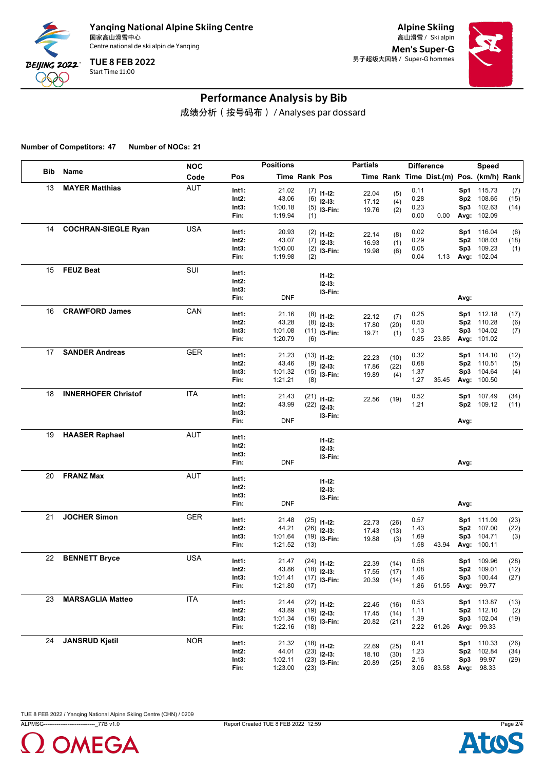**Yanqing National Alpine Skiing Centre**
国家高山滑雪中心
Centre national de ski alpin de Yanqing

**TUE 8 FEB 2022**
Start Time 11:00

**Alpine Skiing**
高山滑雪 / Ski alpin

**Men's Super-G**
男子超级大回转 / Super-G hommes

## Performance Analysis by Bib

成绩分析（按号码布）/ Analyses par dossard

**Number of Competitors: 47** **Number of NOCs: 21**

| Bib | Name | NOC Code | Pos | Positions Time | Rank | Pos | Partials Time | Rank | Difference Time | Dist.(m) | Pos. | Speed (km/h) | Rank |
|---|---|---|---|---|---|---|---|---|---|---|---|---|---|
| 13 | MAYER Matthias | AUT | Int1: | 21.02 | (7) | I1-I2: | 22.04 | (5) | 0.11 | | Sp1 | 115.73 | (7) |
| | | | Int2: | 43.06 | (6) | I2-I3: | 17.12 | (4) | 0.28 | | Sp2 | 108.65 | (15) |
| | | | Int3: | 1:00.18 | (5) | I3-Fin: | 19.76 | (2) | 0.23 | | Sp3 | 102.63 | (14) |
| | | | Fin: | 1:19.94 | (1) | | | | 0.00 | 0.00 | Avg: | 102.09 | |
| 14 | COCHRAN-SIEGLE Ryan | USA | Int1: | 20.93 | (2) | I1-I2: | 22.14 | (8) | 0.02 | | Sp1 | 116.04 | (6) |
| | | | Int2: | 43.07 | (7) | I2-I3: | 16.93 | (1) | 0.29 | | Sp2 | 108.03 | (18) |
| | | | Int3: | 1:00.00 | (2) | I3-Fin: | 19.98 | (6) | 0.05 | | Sp3 | 109.23 | (1) |
| | | | Fin: | 1:19.98 | (2) | | | | 0.04 | 1.13 | Avg: | 102.04 | |
| 15 | FEUZ Beat | SUI | Int1: | | | I1-I2: | | | | | | | |
| | | | Int2: | | | I2-I3: | | | | | | | |
| | | | Int3: | | | I3-Fin: | | | | | | | |
| | | | Fin: | DNF | | | | | | | Avg: | | |
| 16 | CRAWFORD James | CAN | Int1: | 21.16 | (8) | I1-I2: | 22.12 | (7) | 0.25 | | Sp1 | 112.18 | (17) |
| | | | Int2: | 43.28 | (8) | I2-I3: | 17.80 | (20) | 0.50 | | Sp2 | 110.28 | (6) |
| | | | Int3: | 1:01.08 | (11) | I3-Fin: | 19.71 | (1) | 1.13 | | Sp3 | 104.02 | (7) |
| | | | Fin: | 1:20.79 | (6) | | | | 0.85 | 23.85 | Avg: | 101.02 | |
| 17 | SANDER Andreas | GER | Int1: | 21.23 | (13) | I1-I2: | 22.23 | (10) | 0.32 | | Sp1 | 114.10 | (12) |
| | | | Int2: | 43.46 | (9) | I2-I3: | 17.86 | (22) | 0.68 | | Sp2 | 110.51 | (5) |
| | | | Int3: | 1:01.32 | (15) | I3-Fin: | 19.89 | (4) | 1.37 | | Sp3 | 104.64 | (4) |
| | | | Fin: | 1:21.21 | (8) | | | | 1.27 | 35.45 | Avg: | 100.50 | |
| 18 | INNERHOFER Christof | ITA | Int1: | 21.43 | (21) | I1-I2: | 22.56 | (19) | 0.52 | | Sp1 | 107.49 | (34) |
| | | | Int2: | 43.99 | (22) | I2-I3: | | | 1.21 | | Sp2 | 109.12 | (11) |
| | | | Int3: | | | I3-Fin: | | | | | | | |
| | | | Fin: | DNF | | | | | | | Avg: | | |
| 19 | HAASER Raphael | AUT | Int1: | | | I1-I2: | | | | | | | |
| | | | Int2: | | | I2-I3: | | | | | | | |
| | | | Int3: | | | I3-Fin: | | | | | | | |
| | | | Fin: | DNF | | | | | | | Avg: | | |
| 20 | FRANZ Max | AUT | Int1: | | | I1-I2: | | | | | | | |
| | | | Int2: | | | I2-I3: | | | | | | | |
| | | | Int3: | | | I3-Fin: | | | | | | | |
| | | | Fin: | DNF | | | | | | | Avg: | | |
| 21 | JOCHER Simon | GER | Int1: | 21.48 | (25) | I1-I2: | 22.73 | (26) | 0.57 | | Sp1 | 111.09 | (23) |
| | | | Int2: | 44.21 | (26) | I2-I3: | 17.43 | (13) | 1.43 | | Sp2 | 107.00 | (22) |
| | | | Int3: | 1:01.64 | (19) | I3-Fin: | 19.88 | (3) | 1.69 | | Sp3 | 104.71 | (3) |
| | | | Fin: | 1:21.52 | (13) | | | | 1.58 | 43.94 | Avg: | 100.11 | |
| 22 | BENNETT Bryce | USA | Int1: | 21.47 | (24) | I1-I2: | 22.39 | (14) | 0.56 | | Sp1 | 109.96 | (28) |
| | | | Int2: | 43.86 | (18) | I2-I3: | 17.55 | (17) | 1.08 | | Sp2 | 109.01 | (12) |
| | | | Int3: | 1:01.41 | (17) | I3-Fin: | 20.39 | (14) | 1.46 | | Sp3 | 100.44 | (27) |
| | | | Fin: | 1:21.80 | (17) | | | | 1.86 | 51.55 | Avg: | 99.77 | |
| 23 | MARSAGLIA Matteo | ITA | Int1: | 21.44 | (22) | I1-I2: | 22.45 | (16) | 0.53 | | Sp1 | 113.87 | (13) |
| | | | Int2: | 43.89 | (19) | I2-I3: | 17.45 | (14) | 1.11 | | Sp2 | 112.10 | (2) |
| | | | Int3: | 1:01.34 | (16) | I3-Fin: | 20.82 | (21) | 1.39 | | Sp3 | 102.04 | (19) |
| | | | Fin: | 1:22.16 | (18) | | | | 2.22 | 61.26 | Avg: | 99.33 | |
| 24 | JANSRUD Kjetil | NOR | Int1: | 21.32 | (18) | I1-I2: | 22.69 | (25) | 0.41 | | Sp1 | 110.33 | (26) |
| | | | Int2: | 44.01 | (23) | I2-I3: | 18.10 | (30) | 1.23 | | Sp2 | 102.84 | (34) |
| | | | Int3: | 1:02.11 | (23) | I3-Fin: | 20.89 | (25) | 2.16 | | Sp3 | 99.97 | (29) |
| | | | Fin: | 1:23.00 | (23) | | | | 3.06 | 83.58 | Avg: | 98.33 | |

TUE 8 FEB 2022 / Yanqing National Alpine Skiing Centre (CHN) / 0209

ALPMSG----------------------------_77B v1.0 Report Created TUE 8 FEB 2022 12:59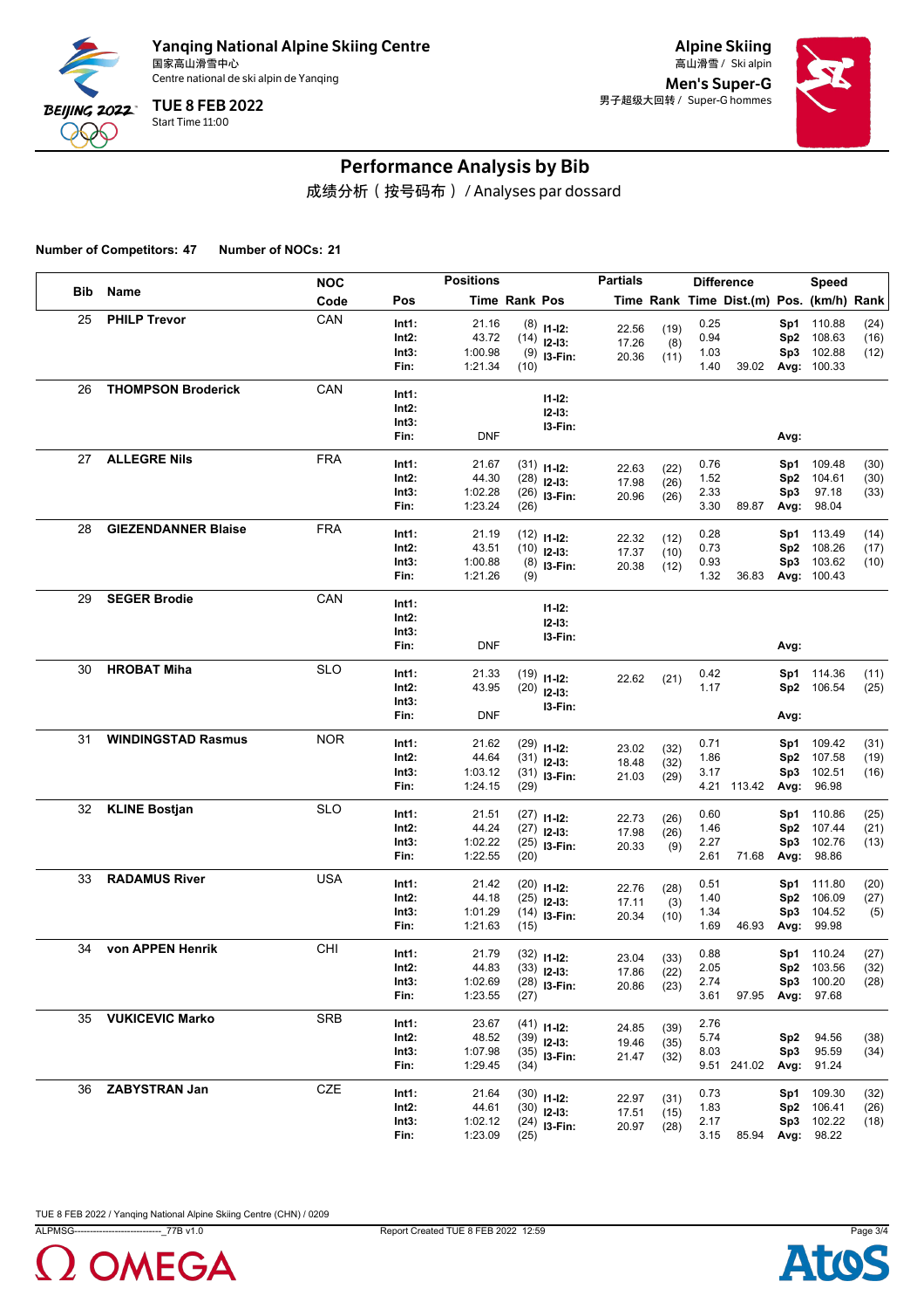Yanqing National Alpine Skiing Centre
国家高山滑雪中心
Centre national de ski alpin de Yanqing

TUE 8 FEB 2022
Start Time 11:00

Alpine Skiing
高山滑雪 / Ski alpin

Men's Super-G
男子超级大回转 / Super-G hommes

# Performance Analysis by Bib

成绩分析（按号码布） / Analyses par dossard

**Number of Competitors: 47** **Number of NOCs: 21**

| Bib | Name | NOC Code | Pos | Time | Rank | Pos | Partials Time | Rank | Difference Time | Dist.(m) | Pos. | Speed (km/h) | Rank |
|---|---|---|---|---|---|---|---|---|---|---|---|---|---|
| 25 | PHILP Trevor | CAN | Int1: | 21.16 | (8) | I1-I2: | 22.56 | (19) | 0.25 | | Sp1 | 110.88 | (24) |
| | | | Int2: | 43.72 | (14) | I2-I3: | 17.26 | (8) | 0.94 | | Sp2 | 108.63 | (16) |
| | | | Int3: | 1:00.98 | (9) | I3-Fin: | 20.36 | (11) | 1.03 | | Sp3 | 102.88 | (12) |
| | | | Fin: | 1:21.34 | (10) | | | | 1.40 | 39.02 | Avg: | 100.33 | |
| 26 | THOMPSON Broderick | CAN | Int1: | | | I1-I2: | | | | | | | |
| | | | Int2: | | | I2-I3: | | | | | | | |
| | | | Int3: | | | I3-Fin: | | | | | | | |
| | | | Fin: | DNF | | | | | | | Avg: | | |
| 27 | ALLEGRE Nils | FRA | Int1: | 21.67 | (31) | I1-I2: | 22.63 | (22) | 0.76 | | Sp1 | 109.48 | (30) |
| | | | Int2: | 44.30 | (28) | I2-I3: | 17.98 | (26) | 1.52 | | Sp2 | 104.61 | (30) |
| | | | Int3: | 1:02.28 | (26) | I3-Fin: | 20.96 | (26) | 2.33 | | Sp3 | 97.18 | (33) |
| | | | Fin: | 1:23.24 | (26) | | | | 3.30 | 89.87 | Avg: | 98.04 | |
| 28 | GIEZENDANNER Blaise | FRA | Int1: | 21.19 | (12) | I1-I2: | 22.32 | (12) | 0.28 | | Sp1 | 113.49 | (14) |
| | | | Int2: | 43.51 | (10) | I2-I3: | 17.37 | (10) | 0.73 | | Sp2 | 108.26 | (17) |
| | | | Int3: | 1:00.88 | (8) | I3-Fin: | 20.38 | (12) | 0.93 | | Sp3 | 103.62 | (10) |
| | | | Fin: | 1:21.26 | (9) | | | | 1.32 | 36.83 | Avg: | 100.43 | |
| 29 | SEGER Brodie | CAN | Int1: | | | I1-I2: | | | | | | | |
| | | | Int2: | | | I2-I3: | | | | | | | |
| | | | Int3: | | | I3-Fin: | | | | | | | |
| | | | Fin: | DNF | | | | | | | Avg: | | |
| 30 | HROBAT Miha | SLO | Int1: | 21.33 | (19) | I1-I2: | 22.62 | (21) | 0.42 | | Sp1 | 114.36 | (11) |
| | | | Int2: | 43.95 | (20) | I2-I3: | | | 1.17 | | Sp2 | 106.54 | (25) |
| | | | Int3: | | | I3-Fin: | | | | | | | |
| | | | Fin: | DNF | | | | | | | Avg: | | |
| 31 | WINDINGSTAD Rasmus | NOR | Int1: | 21.62 | (29) | I1-I2: | 23.02 | (32) | 0.71 | | Sp1 | 109.42 | (31) |
| | | | Int2: | 44.64 | (31) | I2-I3: | 18.48 | (32) | 1.86 | | Sp2 | 107.58 | (19) |
| | | | Int3: | 1:03.12 | (31) | I3-Fin: | 21.03 | (29) | 3.17 | | Sp3 | 102.51 | (16) |
| | | | Fin: | 1:24.15 | (29) | | | | 4.21 | 113.42 | Avg: | 96.98 | |
| 32 | KLINE Bostjan | SLO | Int1: | 21.51 | (27) | I1-I2: | 22.73 | (26) | 0.60 | | Sp1 | 110.86 | (25) |
| | | | Int2: | 44.24 | (27) | I2-I3: | 17.98 | (26) | 1.46 | | Sp2 | 107.44 | (21) |
| | | | Int3: | 1:02.22 | (25) | I3-Fin: | 20.33 | (9) | 2.27 | | Sp3 | 102.76 | (13) |
| | | | Fin: | 1:22.55 | (20) | | | | 2.61 | 71.68 | Avg: | 98.86 | |
| 33 | RADAMUS River | USA | Int1: | 21.42 | (20) | I1-I2: | 22.76 | (28) | 0.51 | | Sp1 | 111.80 | (20) |
| | | | Int2: | 44.18 | (25) | I2-I3: | 17.11 | (3) | 1.40 | | Sp2 | 106.09 | (27) |
| | | | Int3: | 1:01.29 | (14) | I3-Fin: | 20.34 | (10) | 1.34 | | Sp3 | 104.52 | (5) |
| | | | Fin: | 1:21.63 | (15) | | | | 1.69 | 46.93 | Avg: | 99.98 | |
| 34 | von APPEN Henrik | CHI | Int1: | 21.79 | (32) | I1-I2: | 23.04 | (33) | 0.88 | | Sp1 | 110.24 | (27) |
| | | | Int2: | 44.83 | (33) | I2-I3: | 17.86 | (22) | 2.05 | | Sp2 | 103.56 | (32) |
| | | | Int3: | 1:02.69 | (28) | I3-Fin: | 20.86 | (23) | 2.74 | | Sp3 | 100.20 | (28) |
| | | | Fin: | 1:23.55 | (27) | | | | 3.61 | 97.95 | Avg: | 97.68 | |
| 35 | VUKICEVIC Marko | SRB | Int1: | 23.67 | (41) | I1-I2: | 24.85 | (39) | 2.76 | | | | |
| | | | Int2: | 48.52 | (39) | I2-I3: | 19.46 | (35) | 5.74 | | Sp2 | 94.56 | (38) |
| | | | Int3: | 1:07.98 | (35) | I3-Fin: | 21.47 | (32) | 8.03 | | Sp3 | 95.59 | (34) |
| | | | Fin: | 1:29.45 | (34) | | | | 9.51 | 241.02 | Avg: | 91.24 | |
| 36 | ZABYSTRAN Jan | CZE | Int1: | 21.64 | (30) | I1-I2: | 22.97 | (31) | 0.73 | | Sp1 | 109.30 | (32) |
| | | | Int2: | 44.61 | (30) | I2-I3: | 17.51 | (15) | 1.83 | | Sp2 | 106.41 | (26) |
| | | | Int3: | 1:02.12 | (24) | I3-Fin: | 20.97 | (28) | 2.17 | | Sp3 | 102.22 | (18) |
| | | | Fin: | 1:23.09 | (25) | | | | 3.15 | 85.94 | Avg: | 98.22 | |

TUE 8 FEB 2022 / Yanqing National Alpine Skiing Centre (CHN) / 0209

ALPMSG----------------------------_77B v1.0 Report Created TUE 8 FEB 2022 12:59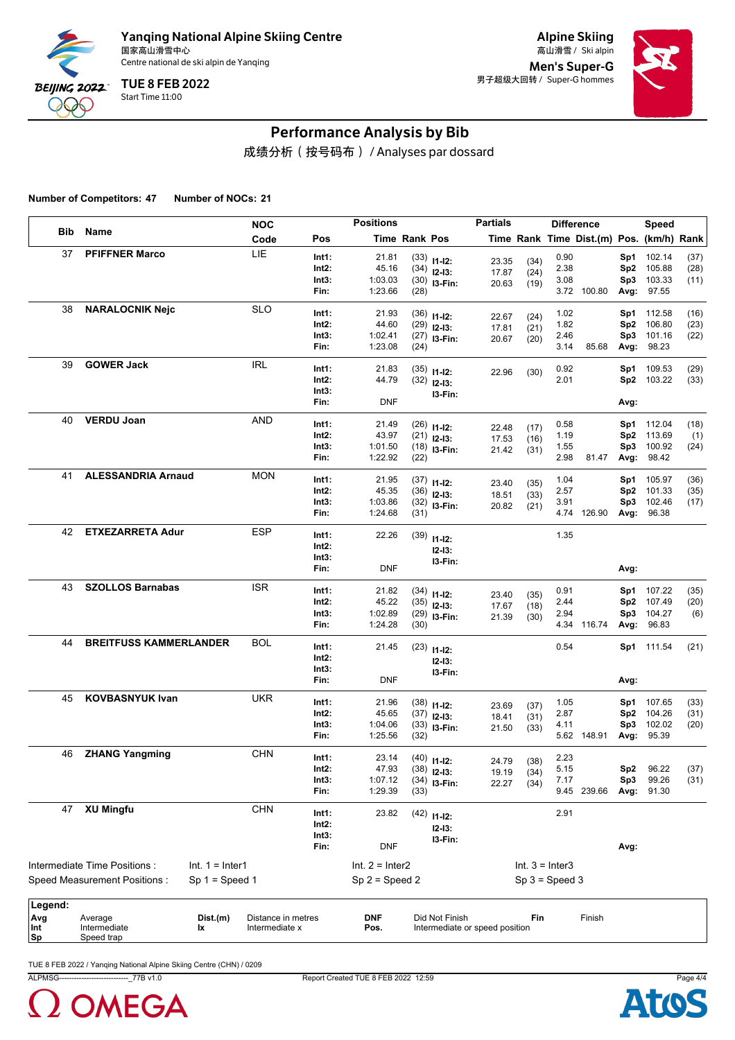Yanqing National Alpine Skiing Centre
国家高山滑雪中心
Centre national de ski alpin de Yanqing

**TUE 8 FEB 2022**
Start Time 11:00

**Alpine Skiing**
高山滑雪 / Ski alpin

**Men's Super-G**
男子超级大回转 / Super-G hommes

## Performance Analysis by Bib

成绩分析（按号码布）/ Analyses par dossard

**Number of Competitors: 47** **Number of NOCs: 21**

| Bib | Name | NOC Code | Pos | Positions Time | Rank | Pos | Partials Time | Rank | Difference Time | Dist.(m) | Pos. | Speed (km/h) | Rank |
|---|---|---|---|---|---|---|---|---|---|---|---|---|---|
| 37 | **PFIFFNER Marco** | LIE | Int1: | 21.81 | (33) | I1-I2: | 23.35 | (34) | 0.90 | | Sp1 | 102.14 | (37) |
| | | | Int2: | 45.16 | (34) | I2-I3: | 17.87 | (24) | 2.38 | | Sp2 | 105.88 | (28) |
| | | | Int3: | 1:03.03 | (30) | I3-Fin: | 20.63 | (19) | 3.08 | | Sp3 | 103.33 | (11) |
| | | | Fin: | 1:23.66 | (28) | | | | 3.72 | 100.80 | Avg: | 97.55 | |
| 38 | **NARALOCNIK Nejc** | SLO | Int1: | 21.93 | (36) | I1-I2: | 22.67 | (24) | 1.02 | | Sp1 | 112.58 | (16) |
| | | | Int2: | 44.60 | (29) | I2-I3: | 17.81 | (21) | 1.82 | | Sp2 | 106.80 | (23) |
| | | | Int3: | 1:02.41 | (27) | I3-Fin: | 20.67 | (20) | 2.46 | | Sp3 | 101.16 | (22) |
| | | | Fin: | 1:23.08 | (24) | | | | 3.14 | 85.68 | Avg: | 98.23 | |
| 39 | **GOWER Jack** | IRL | Int1: | 21.83 | (35) | I1-I2: | 22.96 | (30) | 0.92 | | Sp1 | 109.53 | (29) |
| | | | Int2: | 44.79 | (32) | I2-I3: | | | 2.01 | | Sp2 | 103.22 | (33) |
| | | | Int3: | | | I3-Fin: | | | | | | | |
| | | | Fin: | DNF | | | | | | | Avg: | | |
| 40 | **VERDU Joan** | AND | Int1: | 21.49 | (26) | I1-I2: | 22.48 | (17) | 0.58 | | Sp1 | 112.04 | (18) |
| | | | Int2: | 43.97 | (21) | I2-I3: | 17.53 | (16) | 1.19 | | Sp2 | 113.69 | (1) |
| | | | Int3: | 1:01.50 | (18) | I3-Fin: | 21.42 | (31) | 1.55 | | Sp3 | 100.92 | (24) |
| | | | Fin: | 1:22.92 | (22) | | | | 2.98 | 81.47 | Avg: | 98.42 | |
| 41 | **ALESSANDRIA Arnaud** | MON | Int1: | 21.95 | (37) | I1-I2: | 23.40 | (35) | 1.04 | | Sp1 | 105.97 | (36) |
| | | | Int2: | 45.35 | (36) | I2-I3: | 18.51 | (33) | 2.57 | | Sp2 | 101.33 | (35) |
| | | | Int3: | 1:03.86 | (32) | I3-Fin: | 20.82 | (21) | 3.91 | | Sp3 | 102.46 | (17) |
| | | | Fin: | 1:24.68 | (31) | | | | 4.74 | 126.90 | Avg: | 96.38 | |
| 42 | **ETXEZARRETA Adur** | ESP | Int1: | 22.26 | (39) | I1-I2: | | | 1.35 | | | | |
| | | | Int2: | | | I2-I3: | | | | | | | |
| | | | Int3: | | | I3-Fin: | | | | | | | |
| | | | Fin: | DNF | | | | | | | Avg: | | |
| 43 | **SZOLLOS Barnabas** | ISR | Int1: | 21.82 | (34) | I1-I2: | 23.40 | (35) | 0.91 | | Sp1 | 107.22 | (35) |
| | | | Int2: | 45.22 | (35) | I2-I3: | 17.67 | (18) | 2.44 | | Sp2 | 107.49 | (20) |
| | | | Int3: | 1:02.89 | (29) | I3-Fin: | 21.39 | (30) | 2.94 | | Sp3 | 104.27 | (6) |
| | | | Fin: | 1:24.28 | (30) | | | | 4.34 | 116.74 | Avg: | 96.83 | |
| 44 | **BREITFUSS KAMMERLANDER** | BOL | Int1: | 21.45 | (23) | I1-I2: | | | 0.54 | | Sp1 | 111.54 | (21) |
| | | | Int2: | | | I2-I3: | | | | | | | |
| | | | Int3: | | | I3-Fin: | | | | | | | |
| | | | Fin: | DNF | | | | | | | Avg: | | |
| 45 | **KOVBASNYUK Ivan** | UKR | Int1: | 21.96 | (38) | I1-I2: | 23.69 | (37) | 1.05 | | Sp1 | 107.65 | (33) |
| | | | Int2: | 45.65 | (37) | I2-I3: | 18.41 | (31) | 2.87 | | Sp2 | 104.26 | (31) |
| | | | Int3: | 1:04.06 | (33) | I3-Fin: | 21.50 | (33) | 4.11 | | Sp3 | 102.02 | (20) |
| | | | Fin: | 1:25.56 | (32) | | | | 5.62 | 148.91 | Avg: | 95.39 | |
| 46 | **ZHANG Yangming** | CHN | Int1: | 23.14 | (40) | I1-I2: | 24.79 | (38) | 2.23 | | | | |
| | | | Int2: | 47.93 | (38) | I2-I3: | 19.19 | (34) | 5.15 | | Sp2 | 96.22 | (37) |
| | | | Int3: | 1:07.12 | (34) | I3-Fin: | 22.27 | (34) | 7.17 | | Sp3 | 99.26 | (31) |
| | | | Fin: | 1:29.39 | (33) | | | | 9.45 | 239.66 | Avg: | 91.30 | |
| 47 | **XU Mingfu** | CHN | Int1: | 23.82 | (42) | I1-I2: | | | 2.91 | | | | |
| | | | Int2: | | | I2-I3: | | | | | | | |
| | | | Int3: | | | I3-Fin: | | | | | | | |
| | | | Fin: | DNF | | | | | | | Avg: | | |

Intermediate Time Positions : Int. 1 = Inter1 Int. 2 = Inter2 Int. 3 = Inter3
Speed Measurement Positions : Sp 1 = Speed 1 Sp 2 = Speed 2 Sp 3 = Speed 3

**Legend:**

| | | | | | | | |
|---|---|---|---|---|---|---|---|
| **Avg** | Average | **Dist.(m)** | Distance in metres | **DNF** | Did Not Finish | **Fin** | Finish |
| **Int** | Intermediate | **Ix** | Intermediate x | **Pos.** | Intermediate or speed position | | |
| **Sp** | Speed trap | | | | | | |

TUE 8 FEB 2022 / Yanqing National Alpine Skiing Centre (CHN) / 0209
ALPMSG----------------------------_77B v1.0 Report Created TUE 8 FEB 2022 12:59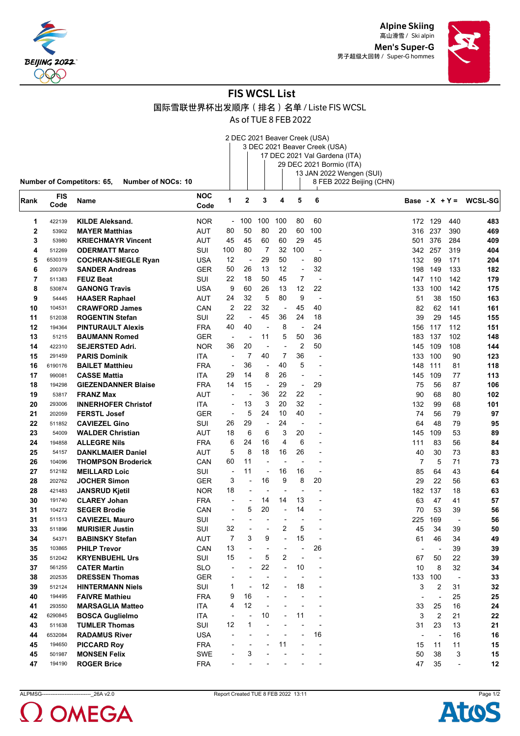Alpine Skiing
高山滑雪 / Ski alpin

Men's Super-G
男子超级大回转 / Super-G hommes

# FIS WCSL List

## 国际雪联世界杯出发顺序（排名）名单 / Liste FIS WCSL

As of TUE 8 FEB 2022

1: 2 DEC 2021 Beaver Creek (USA)
2: 3 DEC 2021 Beaver Creek (USA)
3: 17 DEC 2021 Val Gardena (ITA)
4: 29 DEC 2021 Bormio (ITA)
5: 13 JAN 2022 Wengen (SUI)
6: 8 FEB 2022 Beijing (CHN)

**Number of Competitors: 65, Number of NOCs: 10**

| Rank | FIS Code | Name | NOC Code | 1 | 2 | 3 | 4 | 5 | 6 | Base | -X | +Y = | WCSL-SG |
|---|---|---|---|---|---|---|---|---|---|---|---|---|---|
| 1 | 422139 | KILDE Aleksand. | NOR | - | 100 | 100 | 100 | 80 | 60 | 172 | 129 | 440 | 483 |
| 2 | 53902 | MAYER Matthias | AUT | 80 | 50 | 80 | 20 | 60 | 100 | 316 | 237 | 390 | 469 |
| 3 | 53980 | KRIECHMAYR Vincent | AUT | 45 | 45 | 60 | 60 | 29 | 45 | 501 | 376 | 284 | 409 |
| 4 | 512269 | ODERMATT Marco | SUI | 100 | 80 | 7 | 32 | 100 | - | 342 | 257 | 319 | 404 |
| 5 | 6530319 | COCHRAN-SIEGLE Ryan | USA | 12 | - | 29 | 50 | - | 80 | 132 | 99 | 171 | 204 |
| 6 | 200379 | SANDER Andreas | GER | 50 | 26 | 13 | 12 | - | 32 | 198 | 149 | 133 | 182 |
| 7 | 511383 | FEUZ Beat | SUI | 22 | 18 | 50 | 45 | 7 | - | 147 | 110 | 142 | 179 |
| 8 | 530874 | GANONG Travis | USA | 9 | 60 | 26 | 13 | 12 | 22 | 133 | 100 | 142 | 175 |
| 9 | 54445 | HAASER Raphael | AUT | 24 | 32 | 5 | 80 | 9 | - | 51 | 38 | 150 | 163 |
| 10 | 104531 | CRAWFORD James | CAN | 2 | 22 | 32 | - | 45 | 40 | 82 | 62 | 141 | 161 |
| 11 | 512038 | ROGENTIN Stefan | SUI | 22 | - | 45 | 36 | 24 | 18 | 39 | 29 | 145 | 155 |
| 12 | 194364 | PINTURAULT Alexis | FRA | 40 | 40 | - | 8 | - | 24 | 156 | 117 | 112 | 151 |
| 13 | 51215 | BAUMANN Romed | GER | - | - | 11 | 5 | 50 | 36 | 183 | 137 | 102 | 148 |
| 14 | 422310 | SEJERSTED Adri. | NOR | 36 | 20 | - | - | 2 | 50 | 145 | 109 | 108 | 144 |
| 15 | 291459 | PARIS Dominik | ITA | - | 7 | 40 | 7 | 36 | - | 133 | 100 | 90 | 123 |
| 16 | 6190176 | BAILET Matthieu | FRA | - | 36 | - | 40 | 5 | - | 148 | 111 | 81 | 118 |
| 17 | 990081 | CASSE Mattia | ITA | 29 | 14 | 8 | 26 | - | - | 145 | 109 | 77 | 113 |
| 18 | 194298 | GIEZENDANNER Blaise | FRA | 14 | 15 | - | 29 | - | 29 | 75 | 56 | 87 | 106 |
| 19 | 53817 | FRANZ Max | AUT | - | - | 36 | 22 | 22 | - | 90 | 68 | 80 | 102 |
| 20 | 293006 | INNERHOFER Christof | ITA | - | 13 | 3 | 20 | 32 | - | 132 | 99 | 68 | 101 |
| 21 | 202059 | FERSTL Josef | GER | - | 5 | 24 | 10 | 40 | - | 74 | 56 | 79 | 97 |
| 22 | 511852 | CAVIEZEL Gino | SUI | 26 | 29 | - | 24 | - | - | 64 | 48 | 79 | 95 |
| 23 | 54009 | WALDER Christian | AUT | 18 | 6 | 6 | 3 | 20 | - | 145 | 109 | 53 | 89 |
| 24 | 194858 | ALLEGRE Nils | FRA | 6 | 24 | 16 | 4 | 6 | - | 111 | 83 | 56 | 84 |
| 25 | 54157 | DANKLMAIER Daniel | AUT | 5 | 8 | 18 | 16 | 26 | - | 40 | 30 | 73 | 83 |
| 26 | 104096 | THOMPSON Broderick | CAN | 60 | 11 | - | - | - | - | 7 | 5 | 71 | 73 |
| 27 | 512182 | MEILLARD Loic | SUI | - | 11 | - | 16 | 16 | - | 85 | 64 | 43 | 64 |
| 28 | 202762 | JOCHER Simon | GER | 3 | - | 16 | 9 | 8 | 20 | 29 | 22 | 56 | 63 |
| 28 | 421483 | JANSRUD Kjetil | NOR | 18 | - | - | - | - | - | 182 | 137 | 18 | 63 |
| 30 | 191740 | CLAREY Johan | FRA | - | - | 14 | 14 | 13 | - | 63 | 47 | 41 | 57 |
| 31 | 104272 | SEGER Brodie | CAN | - | 5 | 20 | - | 14 | - | 70 | 53 | 39 | 56 |
| 31 | 511513 | CAVIEZEL Mauro | SUI | - | - | - | - | - | - | 225 | 169 | - | 56 |
| 33 | 511896 | MURISIER Justin | SUI | 32 | - | - | 2 | 5 | - | 45 | 34 | 39 | 50 |
| 34 | 54371 | BABINSKY Stefan | AUT | 7 | 3 | 9 | - | 15 | - | 61 | 46 | 34 | 49 |
| 35 | 103865 | PHILP Trevor | CAN | 13 | - | - | - | - | 26 | - | - | 39 | 39 |
| 35 | 512042 | KRYENBUEHL Urs | SUI | 15 | - | 5 | 2 | - | - | 67 | 50 | 22 | 39 |
| 37 | 561255 | CATER Martin | SLO | - | - | 22 | - | 10 | - | 10 | 8 | 32 | 34 |
| 38 | 202535 | DRESSEN Thomas | GER | - | - | - | - | - | - | 133 | 100 | - | 33 |
| 39 | 512124 | HINTERMANN Niels | SUI | 1 | - | 12 | - | 18 | - | 3 | 2 | 31 | 32 |
| 40 | 194495 | FAIVRE Mathieu | FRA | 9 | 16 | - | - | - | - | - | - | 25 | 25 |
| 41 | 293550 | MARSAGLIA Matteo | ITA | 4 | 12 | - | - | - | - | 33 | 25 | 16 | 24 |
| 42 | 6290845 | BOSCA Guglielmo | ITA | - | - | 10 | - | 11 | - | 3 | 2 | 21 | 22 |
| 43 | 511638 | TUMLER Thomas | SUI | 12 | 1 | - | - | - | - | 31 | 23 | 13 | 21 |
| 44 | 6532084 | RADAMUS River | USA | - | - | - | - | - | 16 | - | - | 16 | 16 |
| 45 | 194650 | PICCARD Roy | FRA | - | - | - | 11 | - | - | 15 | 11 | 11 | 15 |
| 45 | 501987 | MONSEN Felix | SWE | - | 3 | - | - | - | - | 50 | 38 | 3 | 15 |
| 47 | 194190 | ROGER Brice | FRA | - | - | - | - | - | - | 47 | 35 | - | 12 |

ALPMSG---------------------------_26A v2.0 Report Created TUE 8 FEB 2022 13:11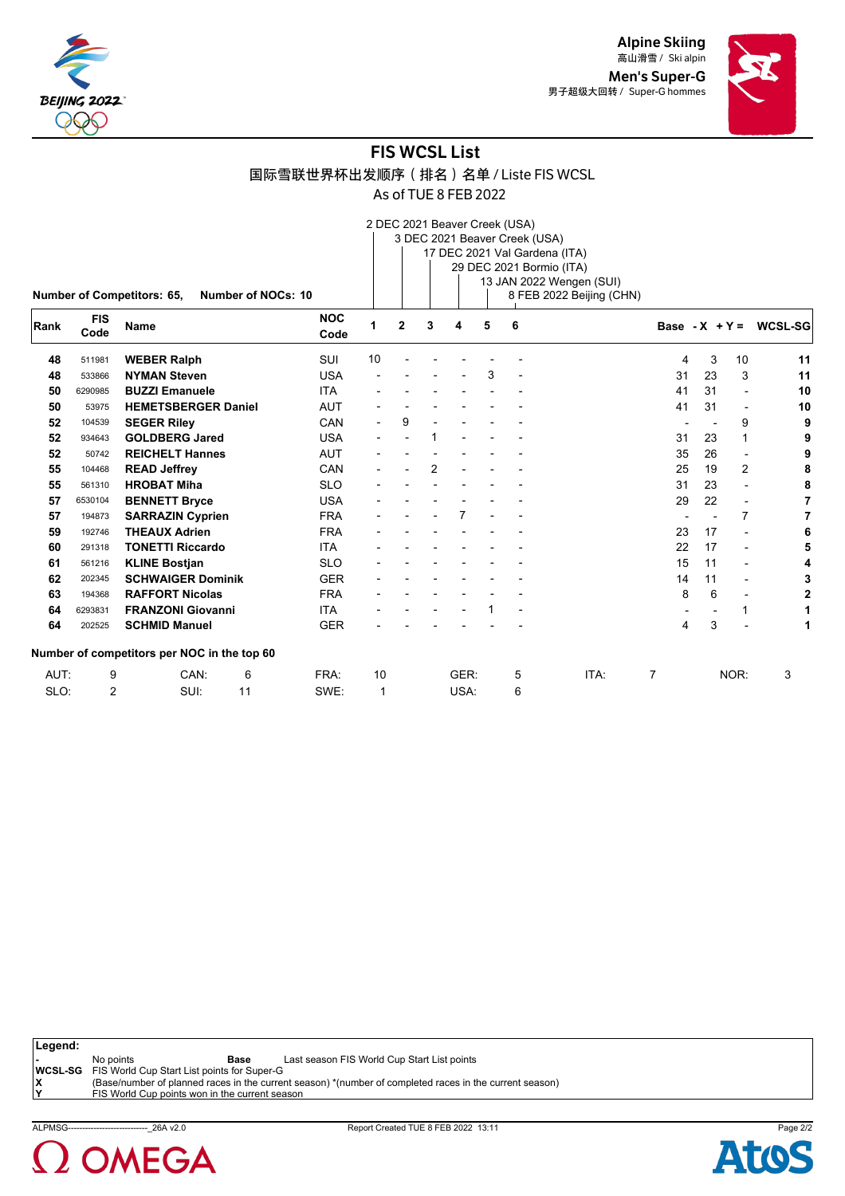# FIS WCSL List

国际雪联世界杯出发顺序（排名）名单 / Liste FIS WCSL

As of TUE 8 FEB 2022

Alpine Skiing 高山滑雪 / Ski alpin
Men's Super-G 男子超级大回转 / Super-G hommes

1. 2 DEC 2021 Beaver Creek (USA)
2. 3 DEC 2021 Beaver Creek (USA)
3. 17 DEC 2021 Val Gardena (ITA)
4. 29 DEC 2021 Bormio (ITA)
5. 13 JAN 2022 Wengen (SUI)
6. 8 FEB 2022 Beijing (CHN)

**Number of Competitors: 65, Number of NOCs: 10**

| Rank | FIS Code | Name | NOC Code | 1 | 2 | 3 | 4 | 5 | 6 | Base | - X | + Y = | WCSL-SG |
|---|---|---|---|---|---|---|---|---|---|---|---|---|---|
| 48 | 511981 | **WEBER Ralph** | SUI | 10 | - | - | - | - | - | 4 | 3 | 10 | **11** |
| 48 | 533866 | **NYMAN Steven** | USA | - | - | - | - | 3 | - | 31 | 23 | 3 | **11** |
| 50 | 6290985 | **BUZZI Emanuele** | ITA | - | - | - | - | - | - | 41 | 31 | - | **10** |
| 50 | 53975 | **HEMETSBERGER Daniel** | AUT | - | - | - | - | - | - | 41 | 31 | - | **10** |
| 52 | 104539 | **SEGER Riley** | CAN | - | 9 | - | - | - | - | - | - | 9 | **9** |
| 52 | 934643 | **GOLDBERG Jared** | USA | - | - | 1 | - | - | - | 31 | 23 | 1 | **9** |
| 52 | 50742 | **REICHELT Hannes** | AUT | - | - | - | - | - | - | 35 | 26 | - | **9** |
| 55 | 104468 | **READ Jeffrey** | CAN | - | - | 2 | - | - | - | 25 | 19 | 2 | **8** |
| 55 | 561310 | **HROBAT Miha** | SLO | - | - | - | - | - | - | 31 | 23 | - | **8** |
| 57 | 6530104 | **BENNETT Bryce** | USA | - | - | - | - | - | - | 29 | 22 | - | **7** |
| 57 | 194873 | **SARRAZIN Cyprien** | FRA | - | - | - | 7 | - | - | - | - | 7 | **7** |
| 59 | 192746 | **THEAUX Adrien** | FRA | - | - | - | - | - | - | 23 | 17 | - | **6** |
| 60 | 291318 | **TONETTI Riccardo** | ITA | - | - | - | - | - | - | 22 | 17 | - | **5** |
| 61 | 561216 | **KLINE Bostjan** | SLO | - | - | - | - | - | - | 15 | 11 | - | **4** |
| 62 | 202345 | **SCHWAIGER Dominik** | GER | - | - | - | - | - | - | 14 | 11 | - | **3** |
| 63 | 194368 | **RAFFORT Nicolas** | FRA | - | - | - | - | - | - | 8 | 6 | - | **2** |
| 64 | 6293831 | **FRANZONI Giovanni** | ITA | - | - | - | - | 1 | - | - | - | 1 | **1** |
| 64 | 202525 | **SCHMID Manuel** | GER | - | - | - | - | - | - | 4 | 3 | - | **1** |

**Number of competitors per NOC in the top 60**

| | | | | | | | | | | | |
|---|---|---|---|---|---|---|---|---|---|---|---|
| AUT: | 9 | CAN: | 6 | FRA: | 10 | GER: | 5 | ITA: | 7 | NOR: | 3 |
| SLO: | 2 | SUI: | 11 | SWE: | 1 | USA: | 6 | | | | |

**Legend:**

| | | | |
|---|---|---|---|
| **-** | No points | **Base** | Last season FIS World Cup Start List points |
| **WCSL-SG** | FIS World Cup Start List points for Super-G | | |
| **X** | (Base/number of planned races in the current season) \*(number of completed races in the current season) | | |
| **Y** | FIS World Cup points won in the current season | | |

ALPMSG----------------------------_26A v2.0 Report Created TUE 8 FEB 2022 13:11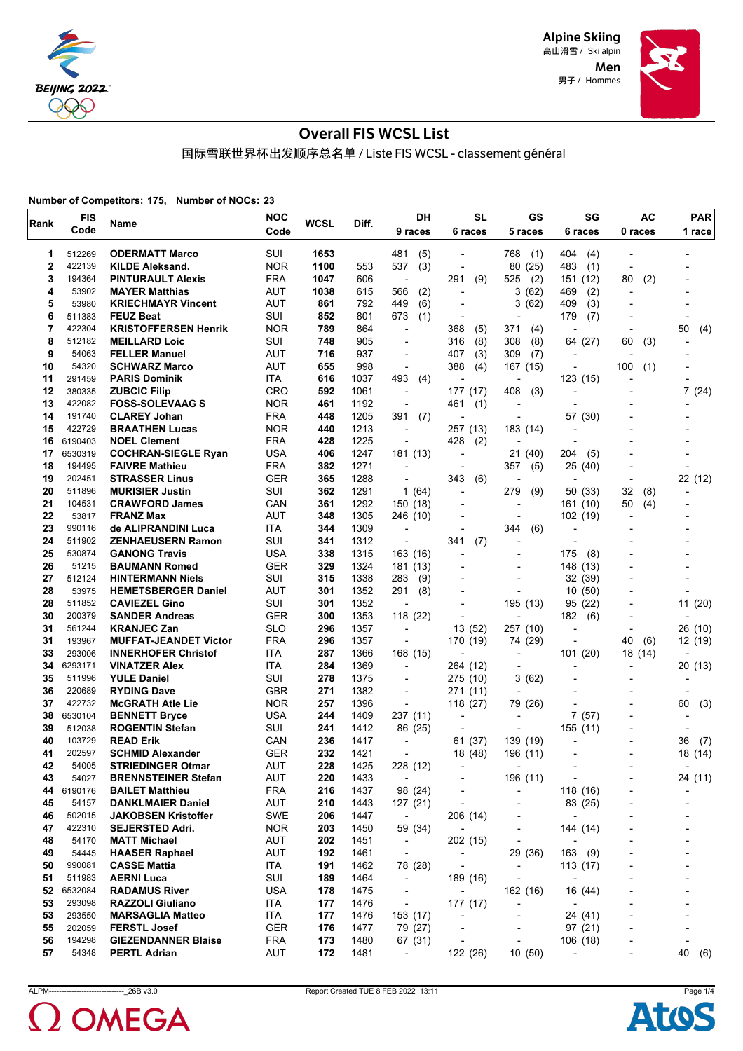Alpine Skiing
高山滑雪 / Ski alpin

Men
男子 / Hommes

# Overall FIS WCSL List

国际雪联世界杯出发顺序总名单 / Liste FIS WCSL - classement général

**Number of Competitors: 175, Number of NOCs: 23**

| Rank | FIS Code | Name | NOC Code | WCSL | Diff. | DH 9 races | SL 6 races | GS 5 races | SG 6 races | AC 0 races | PAR 1 race |
|---|---|---|---|---|---|---|---|---|---|---|---|
| 1 | 512269 | **ODERMATT Marco** | SUI | **1653** | | 481 (5) | - | 768 (1) | 404 (4) | - | - |
| 2 | 422139 | **KILDE Aleksand.** | NOR | **1100** | 553 | 537 (3) | - | 80 (25) | 483 (1) | - | - |
| 3 | 194364 | **PINTURAULT Alexis** | FRA | **1047** | 606 | - | 291 (9) | 525 (2) | 151 (12) | 80 (2) | - |
| 4 | 53902 | **MAYER Matthias** | AUT | **1038** | 615 | 566 (2) | - | 3 (62) | 469 (2) | - | - |
| 5 | 53980 | **KRIECHMAYR Vincent** | AUT | **861** | 792 | 449 (6) | - | 3 (62) | 409 (3) | - | - |
| 6 | 511383 | **FEUZ Beat** | SUI | **852** | 801 | 673 (1) | - | - | 179 (7) | - | - |
| 7 | 422304 | **KRISTOFFERSEN Henrik** | NOR | **789** | 864 | - | 368 (5) | 371 (4) | - | - | 50 (4) |
| 8 | 512182 | **MEILLARD Loic** | SUI | **748** | 905 | - | 316 (8) | 308 (8) | 64 (27) | 60 (3) | - |
| 9 | 54063 | **FELLER Manuel** | AUT | **716** | 937 | - | 407 (3) | 309 (7) | - | - | - |
| 10 | 54320 | **SCHWARZ Marco** | AUT | **655** | 998 | - | 388 (4) | 167 (15) | - | 100 (1) | - |
| 11 | 291459 | **PARIS Dominik** | ITA | **616** | 1037 | 493 (4) | - | - | 123 (15) | - | - |
| 12 | 380335 | **ZUBCIC Filip** | CRO | **592** | 1061 | - | 177 (17) | 408 (3) | - | - | 7 (24) |
| 13 | 422082 | **FOSS-SOLEVAAG S** | NOR | **461** | 1192 | - | 461 (1) | - | - | - | - |
| 14 | 191740 | **CLAREY Johan** | FRA | **448** | 1205 | 391 (7) | - | - | 57 (30) | - | - |
| 15 | 422729 | **BRAATHEN Lucas** | NOR | **440** | 1213 | - | 257 (13) | 183 (14) | - | - | - |
| 16 | 6190403 | **NOEL Clement** | FRA | **428** | 1225 | - | 428 (2) | - | - | - | - |
| 17 | 6530319 | **COCHRAN-SIEGLE Ryan** | USA | **406** | 1247 | 181 (13) | - | 21 (40) | 204 (5) | - | - |
| 18 | 194495 | **FAIVRE Mathieu** | FRA | **382** | 1271 | - | - | 357 (5) | 25 (40) | - | - |
| 19 | 202451 | **STRASSER Linus** | GER | **365** | 1288 | - | 343 (6) | - | - | - | 22 (12) |
| 20 | 511896 | **MURISIER Justin** | SUI | **362** | 1291 | 1 (64) | - | 279 (9) | 50 (33) | 32 (8) | - |
| 21 | 104531 | **CRAWFORD James** | CAN | **361** | 1292 | 150 (18) | - | - | 161 (10) | 50 (4) | - |
| 22 | 53817 | **FRANZ Max** | AUT | **348** | 1305 | 246 (10) | - | - | 102 (19) | - | - |
| 23 | 990116 | **de ALIPRANDINI Luca** | ITA | **344** | 1309 | - | - | 344 (6) | - | - | - |
| 24 | 511902 | **ZENHAEUSERN Ramon** | SUI | **341** | 1312 | - | 341 (7) | - | - | - | - |
| 25 | 530874 | **GANONG Travis** | USA | **338** | 1315 | 163 (16) | - | - | 175 (8) | - | - |
| 26 | 51215 | **BAUMANN Romed** | GER | **329** | 1324 | 181 (13) | - | - | 148 (13) | - | - |
| 27 | 512124 | **HINTERMANN Niels** | SUI | **315** | 1338 | 283 (9) | - | - | 32 (39) | - | - |
| 28 | 53975 | **HEMETSBERGER Daniel** | AUT | **301** | 1352 | 291 (8) | - | - | 10 (50) | - | - |
| 28 | 511852 | **CAVIEZEL Gino** | SUI | **301** | 1352 | - | - | 195 (13) | 95 (22) | - | 11 (20) |
| 30 | 200379 | **SANDER Andreas** | GER | **300** | 1353 | 118 (22) | - | - | 182 (6) | - | - |
| 31 | 561244 | **KRANJEC Zan** | SLO | **296** | 1357 | - | 13 (52) | 257 (10) | - | - | 26 (10) |
| 31 | 193967 | **MUFFAT-JEANDET Victor** | FRA | **296** | 1357 | - | 170 (19) | 74 (29) | - | 40 (6) | 12 (19) |
| 33 | 293006 | **INNERHOFER Christof** | ITA | **287** | 1366 | 168 (15) | - | - | 101 (20) | 18 (14) | - |
| 34 | 6293171 | **VINATZER Alex** | ITA | **284** | 1369 | - | 264 (12) | - | - | - | 20 (13) |
| 35 | 511996 | **YULE Daniel** | SUI | **278** | 1375 | - | 275 (10) | 3 (62) | - | - | - |
| 36 | 220689 | **RYDING Dave** | GBR | **271** | 1382 | - | 271 (11) | - | - | - | - |
| 37 | 422732 | **McGRATH Atle Lie** | NOR | **257** | 1396 | - | 118 (27) | 79 (26) | - | - | 60 (3) |
| 38 | 6530104 | **BENNETT Bryce** | USA | **244** | 1409 | 237 (11) | - | - | 7 (57) | - | - |
| 39 | 512038 | **ROGENTIN Stefan** | SUI | **241** | 1412 | 86 (25) | - | - | 155 (11) | - | - |
| 40 | 103729 | **READ Erik** | CAN | **236** | 1417 | - | 61 (37) | 139 (19) | - | - | 36 (7) |
| 41 | 202597 | **SCHMID Alexander** | GER | **232** | 1421 | - | 18 (48) | 196 (11) | - | - | 18 (14) |
| 42 | 54005 | **STRIEDINGER Otmar** | AUT | **228** | 1425 | 228 (12) | - | - | - | - | - |
| 43 | 54027 | **BRENNSTEINER Stefan** | AUT | **220** | 1433 | - | - | 196 (11) | - | - | 24 (11) |
| 44 | 6190176 | **BAILET Matthieu** | FRA | **216** | 1437 | 98 (24) | - | - | 118 (16) | - | - |
| 45 | 54157 | **DANKLMAIER Daniel** | AUT | **210** | 1443 | 127 (21) | - | - | 83 (25) | - | - |
| 46 | 502015 | **JAKOBSEN Kristoffer** | SWE | **206** | 1447 | - | 206 (14) | - | - | - | - |
| 47 | 422310 | **SEJERSTED Adri.** | NOR | **203** | 1450 | 59 (34) | - | - | 144 (14) | - | - |
| 48 | 54170 | **MATT Michael** | AUT | **202** | 1451 | - | 202 (15) | - | - | - | - |
| 49 | 54445 | **HAASER Raphael** | AUT | **192** | 1461 | - | - | 29 (36) | 163 (9) | - | - |
| 50 | 990081 | **CASSE Mattia** | ITA | **191** | 1462 | 78 (28) | - | - | 113 (17) | - | - |
| 51 | 511983 | **AERNI Luca** | SUI | **189** | 1464 | - | 189 (16) | - | - | - | - |
| 52 | 6532084 | **RADAMUS River** | USA | **178** | 1475 | - | - | 162 (16) | 16 (44) | - | - |
| 53 | 293098 | **RAZZOLI Giuliano** | ITA | **177** | 1476 | - | 177 (17) | - | - | - | - |
| 53 | 293550 | **MARSAGLIA Matteo** | ITA | **177** | 1476 | 153 (17) | - | - | 24 (41) | - | - |
| 55 | 202059 | **FERSTL Josef** | GER | **176** | 1477 | 79 (27) | - | - | 97 (21) | - | - |
| 56 | 194298 | **GIEZENDANNER Blaise** | FRA | **173** | 1480 | 67 (31) | - | - | 106 (18) | - | - |
| 57 | 54348 | **PERTL Adrian** | AUT | **172** | 1481 | - | 122 (26) | 10 (50) | - | - | 40 (6) |

ALPM------------------------------_26B v3.0 Report Created TUE 8 FEB 2022 13:11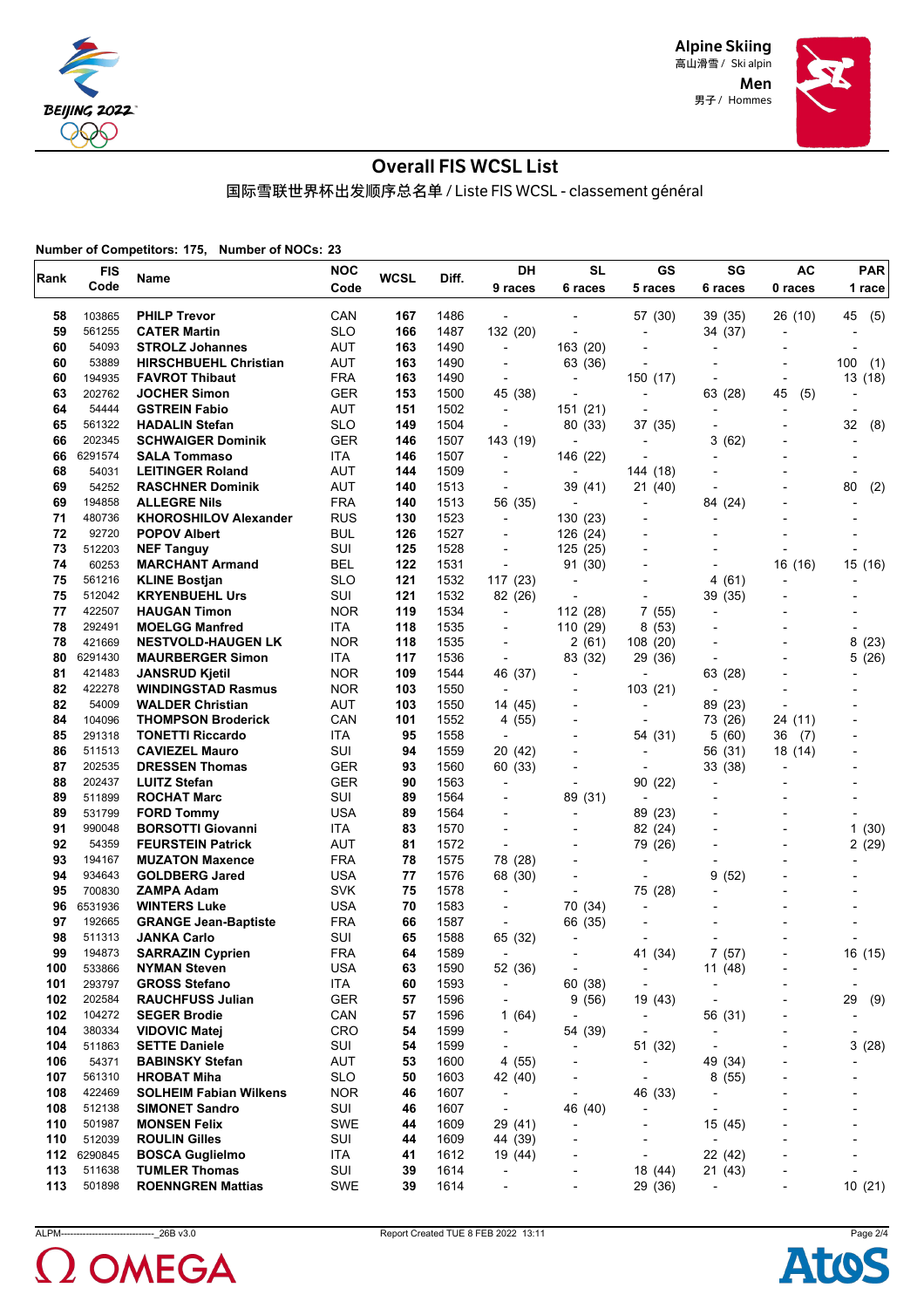Alpine Skiing
高山滑雪 / Ski alpin
Men
男子 / Hommes

# Overall FIS WCSL List

国际雪联世界杯出发顺序总名单 / Liste FIS WCSL - classement général

**Number of Competitors: 175, Number of NOCs: 23**

| Rank | FIS Code | Name | NOC Code | WCSL | Diff. | DH 9 races | SL 6 races | GS 5 races | SG 6 races | AC 0 races | PAR 1 race |
|---|---|---|---|---|---|---|---|---|---|---|---|
| 58 | 103865 | **PHILP Trevor** | CAN | **167** | 1486 | - | - | 57 (30) | 39 (35) | 26 (10) | 45 (5) |
| 59 | 561255 | **CATER Martin** | SLO | **166** | 1487 | 132 (20) | - | - | 34 (37) | - | - |
| 60 | 54093 | **STROLZ Johannes** | AUT | **163** | 1490 | - | 163 (20) | - | - | - | - |
| 60 | 53889 | **HIRSCHBUEHL Christian** | AUT | **163** | 1490 | - | 63 (36) | - | - | - | 100 (1) |
| 60 | 194935 | **FAVROT Thibaut** | FRA | **163** | 1490 | - | - | 150 (17) | - | - | 13 (18) |
| 63 | 202762 | **JOCHER Simon** | GER | **153** | 1500 | 45 (38) | - | - | 63 (28) | 45 (5) | - |
| 64 | 54444 | **GSTREIN Fabio** | AUT | **151** | 1502 | - | 151 (21) | - | - | - | - |
| 65 | 561322 | **HADALIN Stefan** | SLO | **149** | 1504 | - | 80 (33) | 37 (35) | - | - | 32 (8) |
| 66 | 202345 | **SCHWAIGER Dominik** | GER | **146** | 1507 | 143 (19) | - | - | 3 (62) | - | - |
| 66 | 6291574 | **SALA Tommaso** | ITA | **146** | 1507 | - | 146 (22) | - | - | - | - |
| 68 | 54031 | **LEITINGER Roland** | AUT | **144** | 1509 | - | - | 144 (18) | - | - | - |
| 69 | 54252 | **RASCHNER Dominik** | AUT | **140** | 1513 | - | 39 (41) | 21 (40) | - | - | 80 (2) |
| 69 | 194858 | **ALLEGRE Nils** | FRA | **140** | 1513 | 56 (35) | - | - | 84 (24) | - | - |
| 71 | 480736 | **KHOROSHILOV Alexander** | RUS | **130** | 1523 | - | 130 (23) | - | - | - | - |
| 72 | 92720 | **POPOV Albert** | BUL | **126** | 1527 | - | 126 (24) | - | - | - | - |
| 73 | 512203 | **NEF Tanguy** | SUI | **125** | 1528 | - | 125 (25) | - | - | - | - |
| 74 | 60253 | **MARCHANT Armand** | BEL | **122** | 1531 | - | 91 (30) | - | - | 16 (16) | 15 (16) |
| 75 | 561216 | **KLINE Bostjan** | SLO | **121** | 1532 | 117 (23) | - | - | 4 (61) | - | - |
| 75 | 512042 | **KRYENBUEHL Urs** | SUI | **121** | 1532 | 82 (26) | - | - | 39 (35) | - | - |
| 77 | 422507 | **HAUGAN Timon** | NOR | **119** | 1534 | - | 112 (28) | 7 (55) | - | - | - |
| 78 | 292491 | **MOELGG Manfred** | ITA | **118** | 1535 | - | 110 (29) | 8 (53) | - | - | - |
| 78 | 421669 | **NESTVOLD-HAUGEN LK** | NOR | **118** | 1535 | - | 2 (61) | 108 (20) | - | - | 8 (23) |
| 80 | 6291430 | **MAURBERGER Simon** | ITA | **117** | 1536 | - | 83 (32) | 29 (36) | - | - | 5 (26) |
| 81 | 421483 | **JANSRUD Kjetil** | NOR | **109** | 1544 | 46 (37) | - | - | 63 (28) | - | - |
| 82 | 422278 | **WINDINGSTAD Rasmus** | NOR | **103** | 1550 | - | - | 103 (21) | - | - | - |
| 82 | 54009 | **WALDER Christian** | AUT | **103** | 1550 | 14 (45) | - | - | 89 (23) | - | - |
| 84 | 104096 | **THOMPSON Broderick** | CAN | **101** | 1552 | 4 (55) | - | - | 73 (26) | 24 (11) | - |
| 85 | 291318 | **TONETTI Riccardo** | ITA | **95** | 1558 | - | - | 54 (31) | 5 (60) | 36 (7) | - |
| 86 | 511513 | **CAVIEZEL Mauro** | SUI | **94** | 1559 | 20 (42) | - | - | 56 (31) | 18 (14) | - |
| 87 | 202535 | **DRESSEN Thomas** | GER | **93** | 1560 | 60 (33) | - | - | 33 (38) | - | - |
| 88 | 202437 | **LUITZ Stefan** | GER | **90** | 1563 | - | - | 90 (22) | - | - | - |
| 89 | 511899 | **ROCHAT Marc** | SUI | **89** | 1564 | - | 89 (31) | - | - | - | - |
| 89 | 531799 | **FORD Tommy** | USA | **89** | 1564 | - | - | 89 (23) | - | - | - |
| 91 | 990048 | **BORSOTTI Giovanni** | ITA | **83** | 1570 | - | - | 82 (24) | - | - | 1 (30) |
| 92 | 54359 | **FEURSTEIN Patrick** | AUT | **81** | 1572 | - | - | 79 (26) | - | - | 2 (29) |
| 93 | 194167 | **MUZATON Maxence** | FRA | **78** | 1575 | 78 (28) | - | - | - | - | - |
| 94 | 934643 | **GOLDBERG Jared** | USA | **77** | 1576 | 68 (30) | - | - | 9 (52) | - | - |
| 95 | 700830 | **ZAMPA Adam** | SVK | **75** | 1578 | - | - | 75 (28) | - | - | - |
| 96 | 6531936 | **WINTERS Luke** | USA | **70** | 1583 | - | 70 (34) | - | - | - | - |
| 97 | 192665 | **GRANGE Jean-Baptiste** | FRA | **66** | 1587 | - | 66 (35) | - | - | - | - |
| 98 | 511313 | **JANKA Carlo** | SUI | **65** | 1588 | 65 (32) | - | - | - | - | - |
| 99 | 194873 | **SARRAZIN Cyprien** | FRA | **64** | 1589 | - | - | 41 (34) | 7 (57) | - | 16 (15) |
| 100 | 533866 | **NYMAN Steven** | USA | **63** | 1590 | 52 (36) | - | - | 11 (48) | - | - |
| 101 | 293797 | **GROSS Stefano** | ITA | **60** | 1593 | - | 60 (38) | - | - | - | - |
| 102 | 202584 | **RAUCHFUSS Julian** | GER | **57** | 1596 | - | 9 (56) | 19 (43) | - | - | 29 (9) |
| 102 | 104272 | **SEGER Brodie** | CAN | **57** | 1596 | 1 (64) | - | - | 56 (31) | - | - |
| 104 | 380334 | **VIDOVIC Matej** | CRO | **54** | 1599 | - | 54 (39) | - | - | - | - |
| 104 | 511863 | **SETTE Daniele** | SUI | **54** | 1599 | - | - | 51 (32) | - | - | 3 (28) |
| 106 | 54371 | **BABINSKY Stefan** | AUT | **53** | 1600 | 4 (55) | - | - | 49 (34) | - | - |
| 107 | 561310 | **HROBAT Miha** | SLO | **50** | 1603 | 42 (40) | - | - | 8 (55) | - | - |
| 108 | 422469 | **SOLHEIM Fabian Wilkens** | NOR | **46** | 1607 | - | - | 46 (33) | - | - | - |
| 108 | 512138 | **SIMONET Sandro** | SUI | **46** | 1607 | - | 46 (40) | - | - | - | - |
| 110 | 501987 | **MONSEN Felix** | SWE | **44** | 1609 | 29 (41) | - | - | 15 (45) | - | - |
| 110 | 512039 | **ROULIN Gilles** | SUI | **44** | 1609 | 44 (39) | - | - | - | - | - |
| 112 | 6290845 | **BOSCA Guglielmo** | ITA | **41** | 1612 | 19 (44) | - | - | 22 (42) | - | - |
| 113 | 511638 | **TUMLER Thomas** | SUI | **39** | 1614 | - | - | 18 (44) | 21 (43) | - | - |
| 113 | 501898 | **ROENNGREN Mattias** | SWE | **39** | 1614 | - | - | 29 (36) | - | - | 10 (21) |

ALPM------------------------------_26B v3.0    Report Created TUE 8 FEB 2022 13:11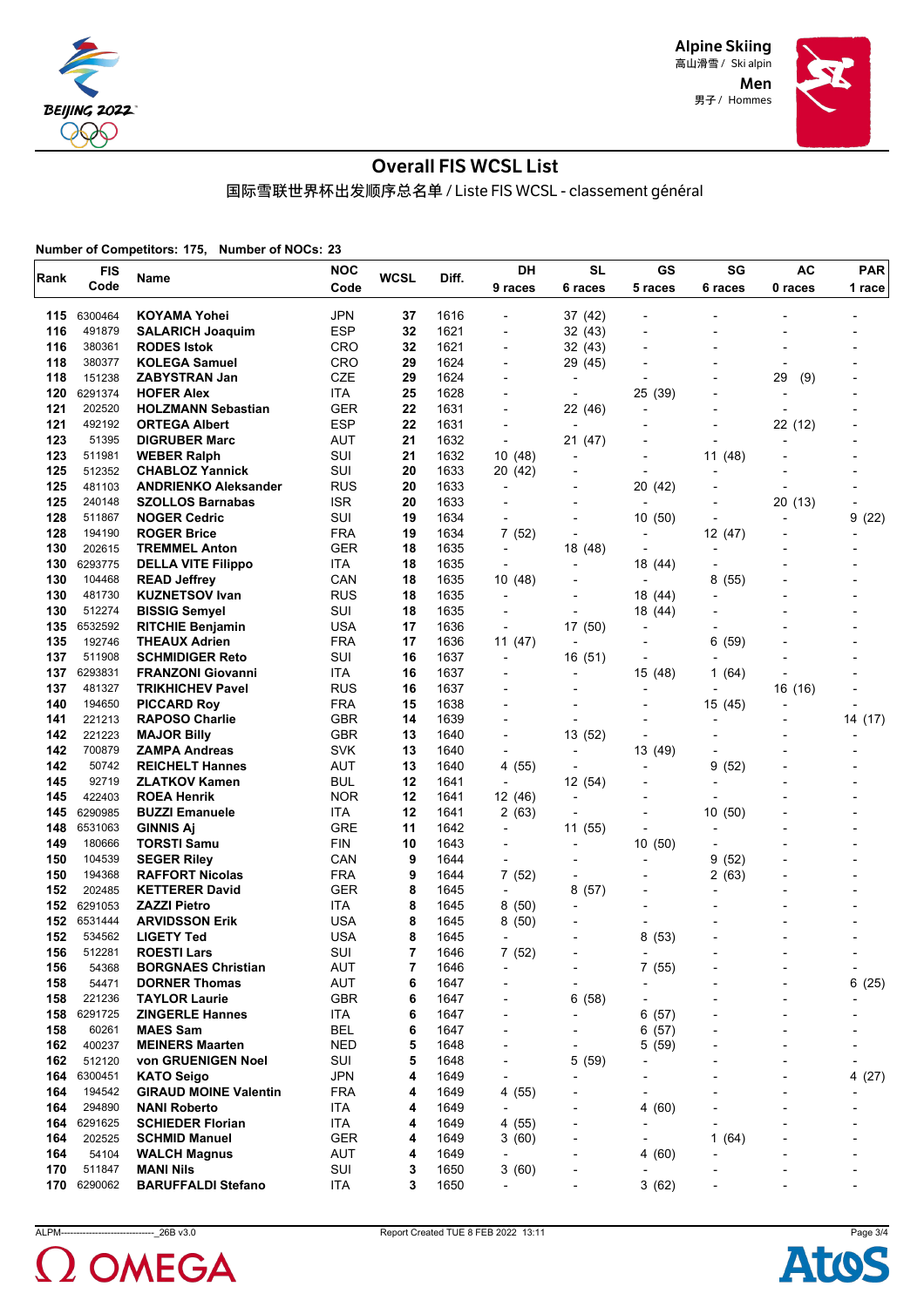Alpine Skiing
高山滑雪 / Ski alpin
Men
男子 / Hommes

# Overall FIS WCSL List

国际雪联世界杯出发顺序总名单 / Liste FIS WCSL - classement général

**Number of Competitors: 175, Number of NOCs: 23**

| Rank | FIS Code | Name | NOC Code | WCSL | Diff. | DH 9 races | SL 6 races | GS 5 races | SG 6 races | AC 0 races | PAR 1 race |
|---|---|---|---|---|---|---|---|---|---|---|---|
| 115 | 6300464 | KOYAMA Yohei | JPN | 37 | 1616 | - | 37 (42) | - | - | - | - |
| 116 | 491879 | SALARICH Joaquim | ESP | 32 | 1621 | - | 32 (43) | - | - | - | - |
| 116 | 380361 | RODES Istok | CRO | 32 | 1621 | - | 32 (43) | - | - | - | - |
| 118 | 380377 | KOLEGA Samuel | CRO | 29 | 1624 | - | 29 (45) | - | - | - | - |
| 118 | 151238 | ZABYSTRAN Jan | CZE | 29 | 1624 | - | - | - | - | 29 (9) | - |
| 120 | 6291374 | HOFER Alex | ITA | 25 | 1628 | - | - | 25 (39) | - | - | - |
| 121 | 202520 | HOLZMANN Sebastian | GER | 22 | 1631 | - | 22 (46) | - | - | - | - |
| 121 | 492192 | ORTEGA Albert | ESP | 22 | 1631 | - | - | - | - | 22 (12) | - |
| 123 | 51395 | DIGRUBER Marc | AUT | 21 | 1632 | - | 21 (47) | - | - | - | - |
| 123 | 511981 | WEBER Ralph | SUI | 21 | 1632 | 10 (48) | - | - | 11 (48) | - | - |
| 125 | 512352 | CHABLOZ Yannick | SUI | 20 | 1633 | 20 (42) | - | - | - | - | - |
| 125 | 481103 | ANDRIENKO Aleksander | RUS | 20 | 1633 | - | - | 20 (42) | - | - | - |
| 125 | 240148 | SZOLLOS Barnabas | ISR | 20 | 1633 | - | - | - | - | 20 (13) | - |
| 128 | 511867 | NOGER Cedric | SUI | 19 | 1634 | - | - | 10 (50) | - | - | 9 (22) |
| 128 | 194190 | ROGER Brice | FRA | 19 | 1634 | 7 (52) | - | - | 12 (47) | - | - |
| 130 | 202615 | TREMMEL Anton | GER | 18 | 1635 | - | 18 (48) | - | - | - | - |
| 130 | 6293775 | DELLA VITE Filippo | ITA | 18 | 1635 | - | - | 18 (44) | - | - | - |
| 130 | 104468 | READ Jeffrey | CAN | 18 | 1635 | 10 (48) | - | - | 8 (55) | - | - |
| 130 | 481730 | KUZNETSOV Ivan | RUS | 18 | 1635 | - | - | 18 (44) | - | - | - |
| 130 | 512274 | BISSIG Semyel | SUI | 18 | 1635 | - | - | 18 (44) | - | - | - |
| 135 | 6532592 | RITCHIE Benjamin | USA | 17 | 1636 | - | 17 (50) | - | - | - | - |
| 135 | 192746 | THEAUX Adrien | FRA | 17 | 1636 | 11 (47) | - | - | 6 (59) | - | - |
| 137 | 511908 | SCHMIDIGER Reto | SUI | 16 | 1637 | - | 16 (51) | - | - | - | - |
| 137 | 6293831 | FRANZONI Giovanni | ITA | 16 | 1637 | - | - | 15 (48) | 1 (64) | - | - |
| 137 | 481327 | TRIKHICHEV Pavel | RUS | 16 | 1637 | - | - | - | - | 16 (16) | - |
| 140 | 194650 | PICCARD Roy | FRA | 15 | 1638 | - | - | - | 15 (45) | - | - |
| 141 | 221213 | RAPOSO Charlie | GBR | 14 | 1639 | - | - | - | - | - | 14 (17) |
| 142 | 221223 | MAJOR Billy | GBR | 13 | 1640 | - | 13 (52) | - | - | - | - |
| 142 | 700879 | ZAMPA Andreas | SVK | 13 | 1640 | - | - | 13 (49) | - | - | - |
| 142 | 50742 | REICHELT Hannes | AUT | 13 | 1640 | 4 (55) | - | - | 9 (52) | - | - |
| 145 | 92719 | ZLATKOV Kamen | BUL | 12 | 1641 | - | 12 (54) | - | - | - | - |
| 145 | 422403 | ROEA Henrik | NOR | 12 | 1641 | 12 (46) | - | - | - | - | - |
| 145 | 6290985 | BUZZI Emanuele | ITA | 12 | 1641 | 2 (63) | - | - | 10 (50) | - | - |
| 148 | 6531063 | GINNIS Aj | GRE | 11 | 1642 | - | 11 (55) | - | - | - | - |
| 149 | 180666 | TORSTI Samu | FIN | 10 | 1643 | - | - | 10 (50) | - | - | - |
| 150 | 104539 | SEGER Riley | CAN | 9 | 1644 | - | - | - | 9 (52) | - | - |
| 150 | 194368 | RAFFORT Nicolas | FRA | 9 | 1644 | 7 (52) | - | - | 2 (63) | - | - |
| 152 | 202485 | KETTERER David | GER | 8 | 1645 | - | 8 (57) | - | - | - | - |
| 152 | 6291053 | ZAZZI Pietro | ITA | 8 | 1645 | 8 (50) | - | - | - | - | - |
| 152 | 6531444 | ARVIDSSON Erik | USA | 8 | 1645 | 8 (50) | - | - | - | - | - |
| 152 | 534562 | LIGETY Ted | USA | 8 | 1645 | - | - | 8 (53) | - | - | - |
| 156 | 512281 | ROESTI Lars | SUI | 7 | 1646 | 7 (52) | - | - | - | - | - |
| 156 | 54368 | BORGNAES Christian | AUT | 7 | 1646 | - | - | 7 (55) | - | - | - |
| 158 | 54471 | DORNER Thomas | AUT | 6 | 1647 | - | - | - | - | - | 6 (25) |
| 158 | 221236 | TAYLOR Laurie | GBR | 6 | 1647 | - | 6 (58) | - | - | - | - |
| 158 | 6291725 | ZINGERLE Hannes | ITA | 6 | 1647 | - | - | 6 (57) | - | - | - |
| 158 | 60261 | MAES Sam | BEL | 6 | 1647 | - | - | 6 (57) | - | - | - |
| 162 | 400237 | MEINERS Maarten | NED | 5 | 1648 | - | - | 5 (59) | - | - | - |
| 162 | 512120 | von GRUENIGEN Noel | SUI | 5 | 1648 | - | 5 (59) | - | - | - | - |
| 164 | 6300451 | KATO Seigo | JPN | 4 | 1649 | - | - | - | - | - | 4 (27) |
| 164 | 194542 | GIRAUD MOINE Valentin | FRA | 4 | 1649 | 4 (55) | - | - | - | - | - |
| 164 | 294890 | NANI Roberto | ITA | 4 | 1649 | - | - | 4 (60) | - | - | - |
| 164 | 6291625 | SCHIEDER Florian | ITA | 4 | 1649 | 4 (55) | - | - | - | - | - |
| 164 | 202525 | SCHMID Manuel | GER | 4 | 1649 | 3 (60) | - | - | 1 (64) | - | - |
| 164 | 54104 | WALCH Magnus | AUT | 4 | 1649 | - | - | 4 (60) | - | - | - |
| 170 | 511847 | MANI Nils | SUI | 3 | 1650 | 3 (60) | - | - | - | - | - |
| 170 | 6290062 | BARUFFALDI Stefano | ITA | 3 | 1650 | - | - | 3 (62) | - | - | - |

ALPM------------------------------_26B v3.0 Report Created TUE 8 FEB 2022 13:11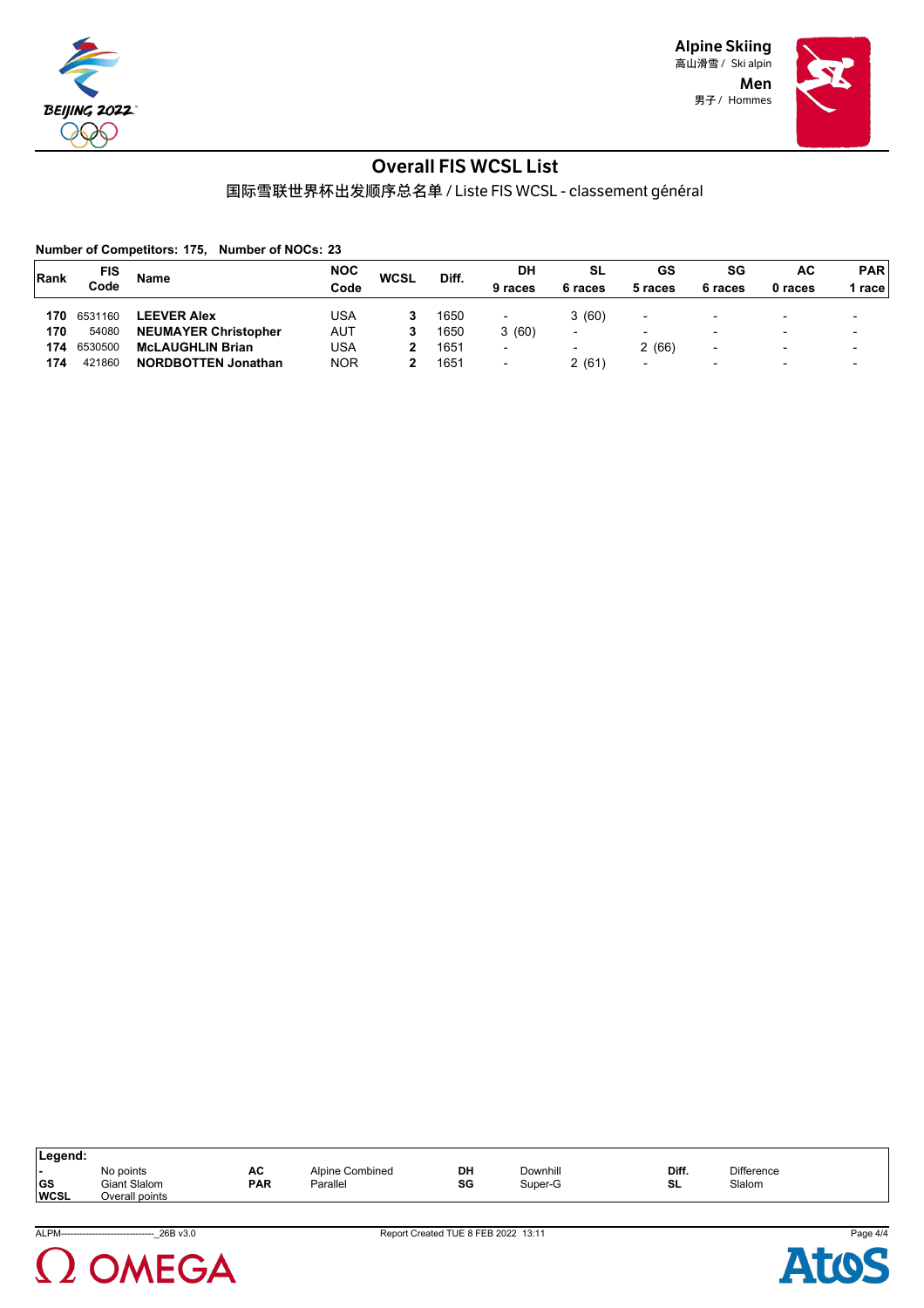Alpine Skiing
高山滑雪 / Ski alpin
Men
男子 / Hommes

# Overall FIS WCSL List

## 国际雪联世界杯出发顺序总名单 / Liste FIS WCSL - classement général

**Number of Competitors: 175, Number of NOCs: 23**

| Rank | FIS Code | Name | NOC Code | WCSL | Diff. | DH 9 races | SL 6 races | GS 5 races | SG 6 races | AC 0 races | PAR 1 race |
|---|---|---|---|---|---|---|---|---|---|---|---|
| **170** | 6531160 | **LEEVER Alex** | USA | **3** | 1650 | - | 3 (60) | - | - | - | - |
| **170** | 54080 | **NEUMAYER Christopher** | AUT | **3** | 1650 | 3 (60) | - | - | - | - | - |
| **174** | 6530500 | **McLAUGHLIN Brian** | USA | **2** | 1651 | - | - | 2 (66) | - | - | - |
| **174** | 421860 | **NORDBOTTEN Jonathan** | NOR | **2** | 1651 | - | 2 (61) | - | - | - | - |

**Legend:**

| | | | | | | | |
|---|---|---|---|---|---|---|---|
| **-** | No points | **AC** | Alpine Combined | **DH** | Downhill | **Diff.** | Difference |
| **GS** | Giant Slalom | **PAR** | Parallel | **SG** | Super-G | **SL** | Slalom |
| **WCSL** | Overall points | | | | | | |

ALPM-------------------------------_26B v3.0    Report Created TUE 8 FEB 2022 13:11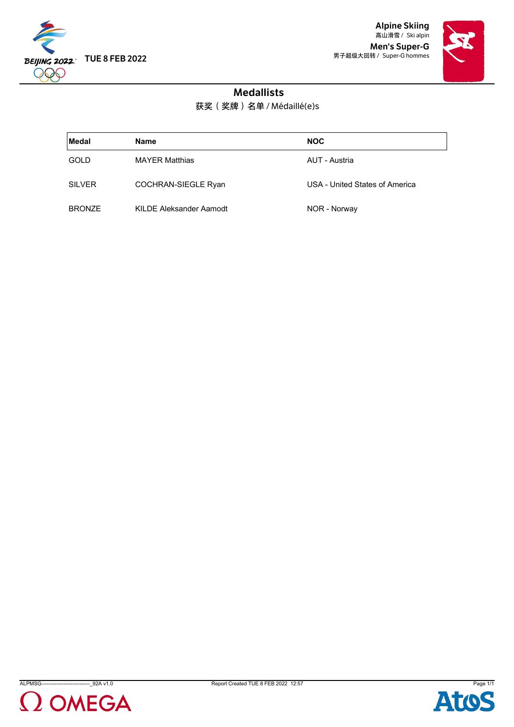# Alpine Skiing

高山滑雪 / Ski alpin

## Men's Super-G

男子超级大回转 / Super-G hommes

TUE 8 FEB 2022

## Medallists

获奖（奖牌）名单 / Médaillé(e)s

| Medal | Name | NOC |
|---|---|---|
| GOLD | MAYER Matthias | AUT - Austria |
| SILVER | COCHRAN-SIEGLE Ryan | USA - United States of America |
| BRONZE | KILDE Aleksander Aamodt | NOR - Norway |

ALPMSG----------------------------_92A v1.0 Report Created TUE 8 FEB 2022 12:57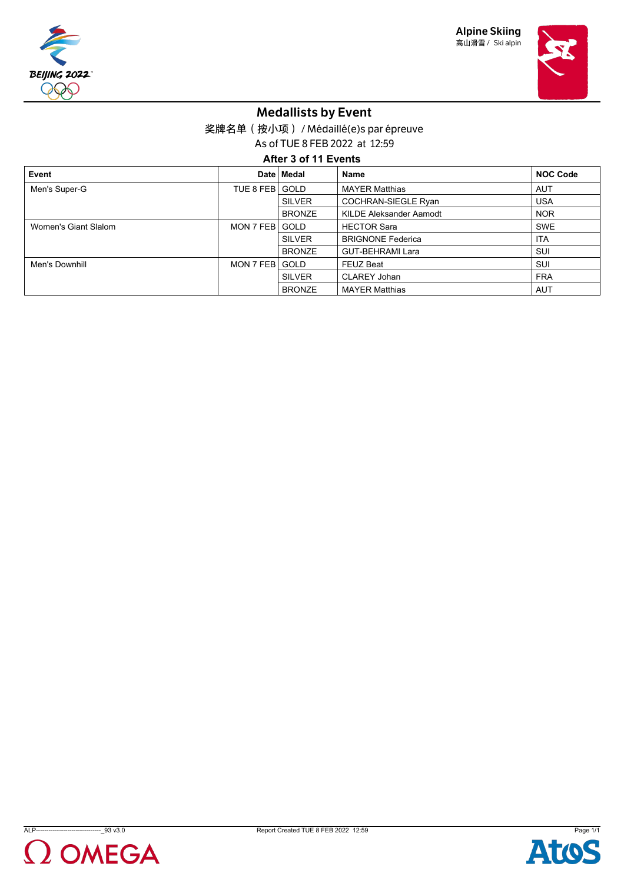Alpine Skiing
高山滑雪 / Ski alpin

# Medallists by Event

奖牌名单（按小项） / Médaillé(e)s par épreuve

As of TUE 8 FEB 2022 at 12:59

**After 3 of 11 Events**

| Event | Date | Medal | Name | NOC Code |
|---|---|---|---|---|
| Men's Super-G | TUE 8 FEB | GOLD | MAYER Matthias | AUT |
| | | SILVER | COCHRAN-SIEGLE Ryan | USA |
| | | BRONZE | KILDE Aleksander Aamodt | NOR |
| Women's Giant Slalom | MON 7 FEB | GOLD | HECTOR Sara | SWE |
| | | SILVER | BRIGNONE Federica | ITA |
| | | BRONZE | GUT-BEHRAMI Lara | SUI |
| Men's Downhill | MON 7 FEB | GOLD | FEUZ Beat | SUI |
| | | SILVER | CLAREY Johan | FRA |
| | | BRONZE | MAYER Matthias | AUT |

ALP-------------------------------_93 v3.0 Report Created TUE 8 FEB 2022 12:59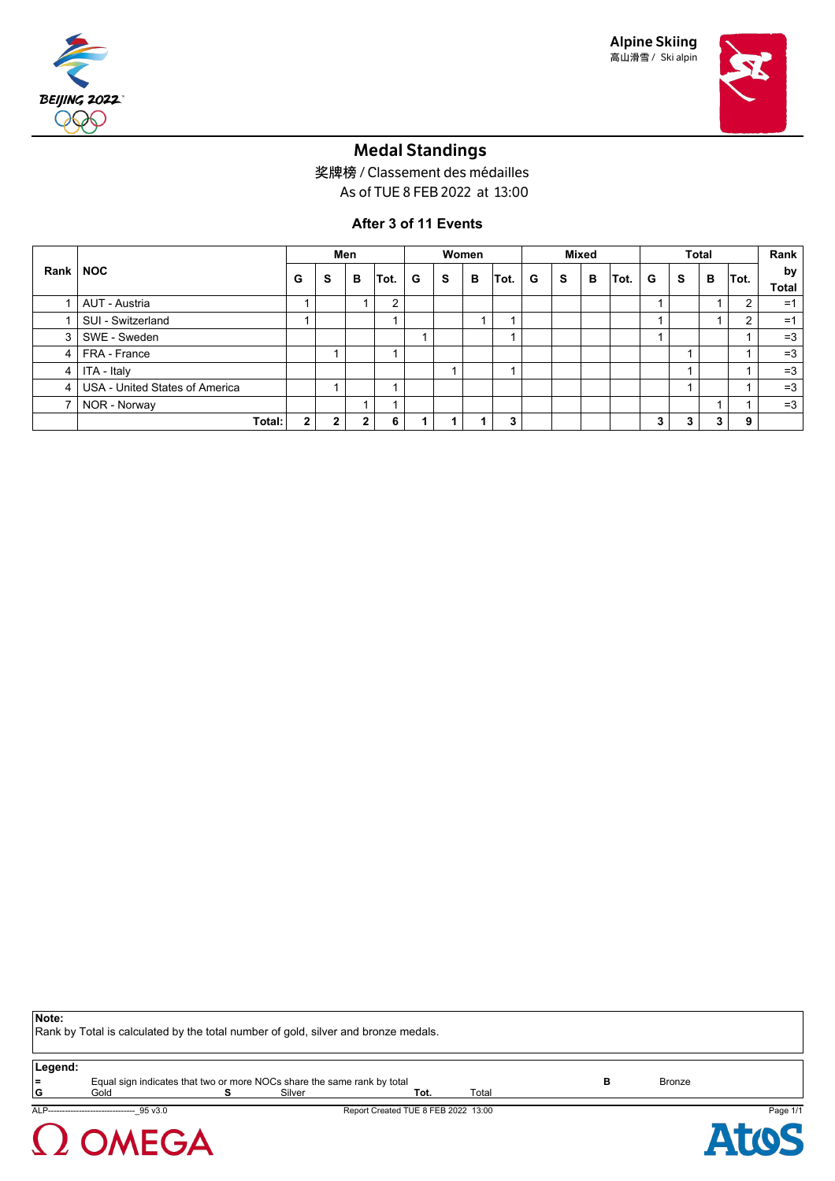Alpine Skiing
高山滑雪 / Ski alpin

# Medal Standings

奖牌榜 / Classement des médailles

As of TUE 8 FEB 2022 at 13:00

## After 3 of 11 Events

| Rank | NOC | Men | | | | Women | | | | Mixed | | | | Total | | | | Rank by Total |
|---|---|---|---|---|---|---|---|---|---|---|---|---|---|---|---|---|---|---|
| | | G | S | B | Tot. | G | S | B | Tot. | G | S | B | Tot. | G | S | B | Tot. | |
| 1 | AUT - Austria | 1 | | 1 | 2 | | | | | | | | | 1 | | 1 | 2 | =1 |
| 1 | SUI - Switzerland | 1 | | | 1 | | | 1 | 1 | | | | | 1 | | 1 | 2 | =1 |
| 3 | SWE - Sweden | | | | | 1 | | | 1 | | | | | 1 | | | 1 | =3 |
| 4 | FRA - France | | 1 | | 1 | | | | | | | | | | 1 | | 1 | =3 |
| 4 | ITA - Italy | | | | | | 1 | | 1 | | | | | | 1 | | 1 | =3 |
| 4 | USA - United States of America | | 1 | | 1 | | | | | | | | | | 1 | | 1 | =3 |
| 7 | NOR - Norway | | | 1 | 1 | | | | | | | | | | | 1 | 1 | =3 |
| | **Total:** | **2** | **2** | **2** | **6** | **1** | **1** | **1** | **3** | | | | | **3** | **3** | **3** | **9** | |

**Note:**
Rank by Total is calculated by the total number of gold, silver and bronze medals.

**Legend:**

- **=** Equal sign indicates that two or more NOCs share the same rank by total
- **G** Gold
- **S** Silver
- **Tot.** Total
- **B** Bronze

ALP------------------------------_95 v3.0 Report Created TUE 8 FEB 2022 13:00